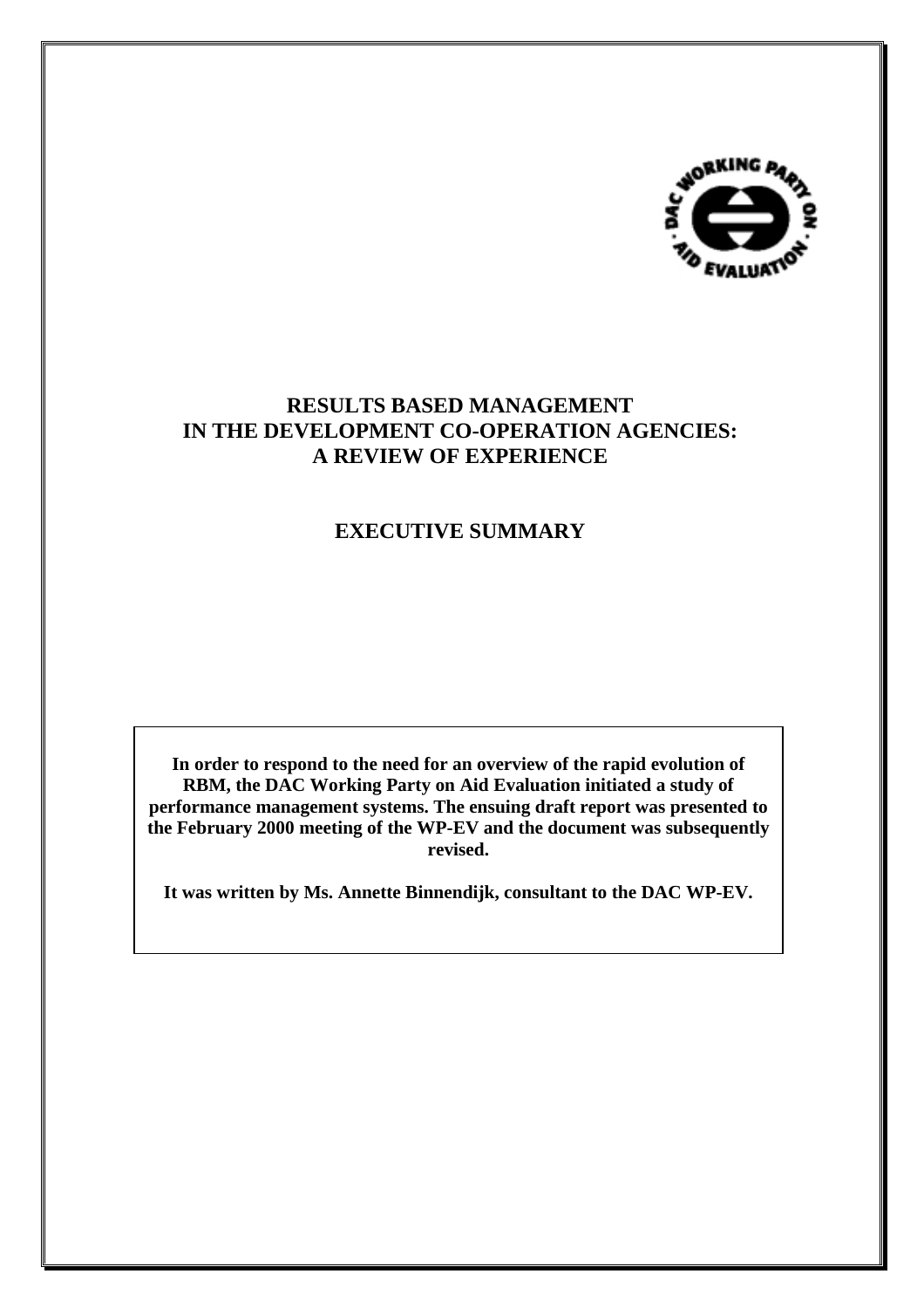# RESULTS BASED MANAGEMENT IN THE DEVELOPMENT CO-OPERATION AGENCIES: A REVIEW OF EXPERIENCE

## EXECUTIVE SUMMARY

**In order to respond to the need for an overview of the rapid evolution of RBM, the DAC Working Party on Aid Evaluation initiated a study of performance management systems. The ensuing draft report was presented to the February 2000 meeting of the WP-EV and the document was subsequently revised.**

**It was written by Ms. Annette Binnendijk, consultant to the DAC WP-EV.**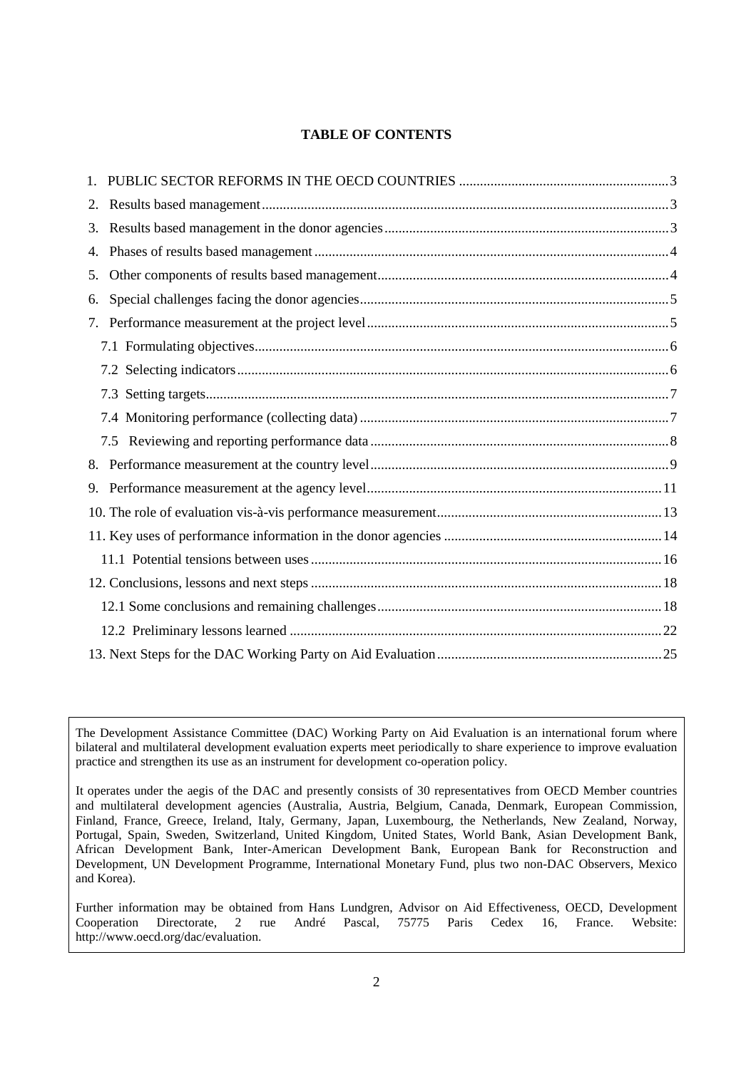**TABLE OF CONTENTS**

1. PUBLIC SECTOR REFORMS IN THE OECD COUNTRIES ........................................................... 3
2. Results based management ........................................................................................................... 3
3. Results based management in the donor agencies ........................................................................ 3
4. Phases of results based management ............................................................................................ 4
5. Other components of results based management .......................................................................... 4
6. Special challenges facing the donor agencies ............................................................................... 5
7. Performance measurement at the project level ............................................................................. 5
   - 7.1 Formulating objectives ............................................................................................................. 6
   - 7.2 Selecting indicators .................................................................................................................. 6
   - 7.3 Setting targets ........................................................................................................................... 7
   - 7.4 Monitoring performance (collecting data) ............................................................................... 7
   - 7.5 Reviewing and reporting performance data ............................................................................. 8
8. Performance measurement at the country level ............................................................................ 9
9. Performance measurement at the agency level ........................................................................... 11
10. The role of evaluation vis-à-vis performance measurement ....................................................... 13
11. Key uses of performance information in the donor agencies ..................................................... 14
    - 11.1 Potential tensions between uses .......................................................................................... 16
12. Conclusions, lessons and next steps ........................................................................................... 18
    - 12.1 Some conclusions and remaining challenges ........................................................................ 18
    - 12.2 Preliminary lessons learned ................................................................................................. 22
13. Next Steps for the DAC Working Party on Aid Evaluation ........................................................ 25

---

The Development Assistance Committee (DAC) Working Party on Aid Evaluation is an international forum where bilateral and multilateral development evaluation experts meet periodically to share experience to improve evaluation practice and strengthen its use as an instrument for development co-operation policy.

It operates under the aegis of the DAC and presently consists of 30 representatives from OECD Member countries and multilateral development agencies (Australia, Austria, Belgium, Canada, Denmark, European Commission, Finland, France, Greece, Ireland, Italy, Germany, Japan, Luxembourg, the Netherlands, New Zealand, Norway, Portugal, Spain, Sweden, Switzerland, United Kingdom, United States, World Bank, Asian Development Bank, African Development Bank, Inter-American Development Bank, European Bank for Reconstruction and Development, UN Development Programme, International Monetary Fund, plus two non-DAC Observers, Mexico and Korea).

Further information may be obtained from Hans Lundgren, Advisor on Aid Effectiveness, OECD, Development Cooperation Directorate, 2 rue André Pascal, 75775 Paris Cedex 16, France. Website: http://www.oecd.org/dac/evaluation.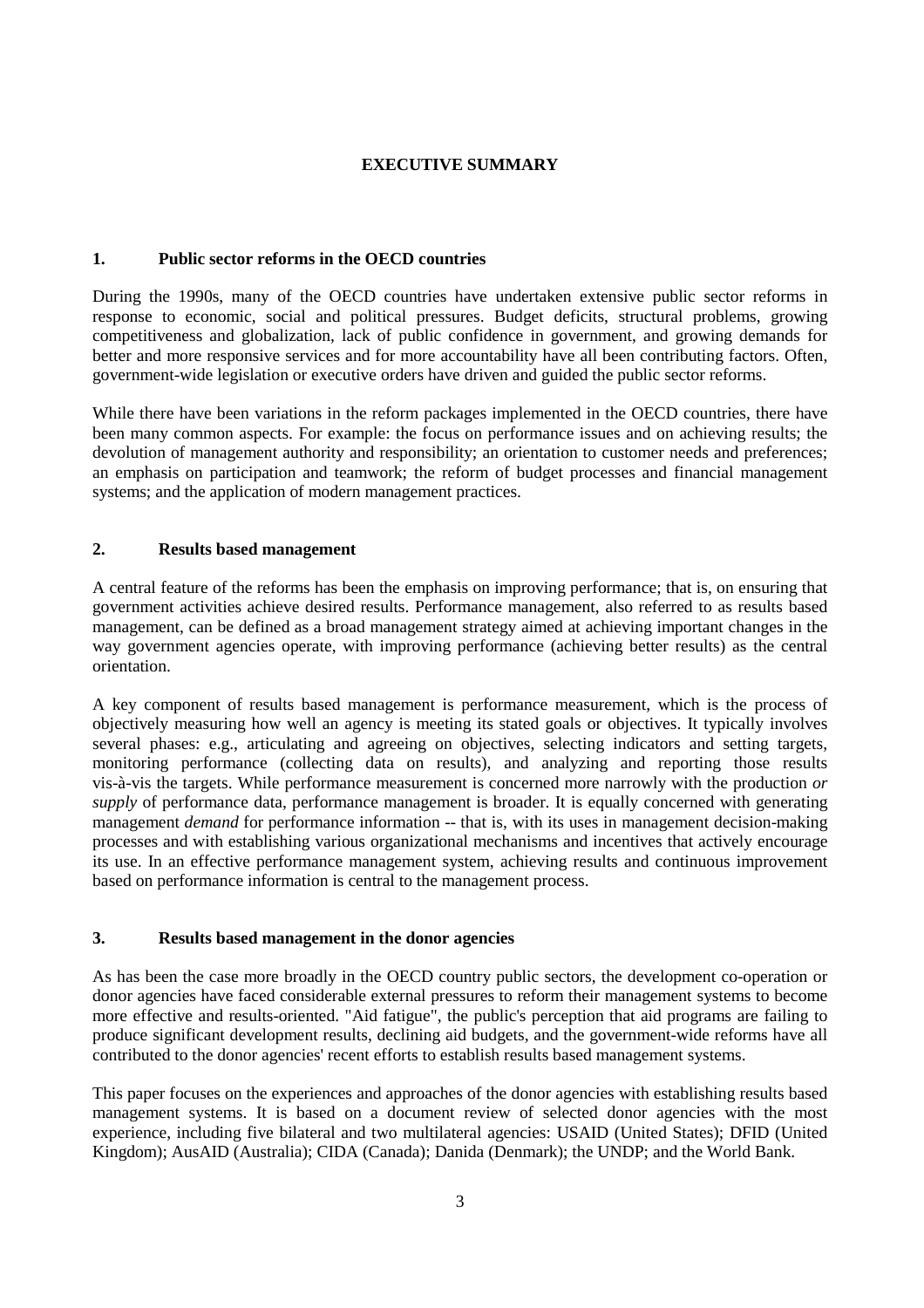# EXECUTIVE SUMMARY

## 1. Public sector reforms in the OECD countries

During the 1990s, many of the OECD countries have undertaken extensive public sector reforms in response to economic, social and political pressures. Budget deficits, structural problems, growing competitiveness and globalization, lack of public confidence in government, and growing demands for better and more responsive services and for more accountability have all been contributing factors. Often, government-wide legislation or executive orders have driven and guided the public sector reforms.

While there have been variations in the reform packages implemented in the OECD countries, there have been many common aspects. For example: the focus on performance issues and on achieving results; the devolution of management authority and responsibility; an orientation to customer needs and preferences; an emphasis on participation and teamwork; the reform of budget processes and financial management systems; and the application of modern management practices.

## 2. Results based management

A central feature of the reforms has been the emphasis on improving performance; that is, on ensuring that government activities achieve desired results. Performance management, also referred to as results based management, can be defined as a broad management strategy aimed at achieving important changes in the way government agencies operate, with improving performance (achieving better results) as the central orientation.

A key component of results based management is performance measurement, which is the process of objectively measuring how well an agency is meeting its stated goals or objectives. It typically involves several phases: e.g., articulating and agreeing on objectives, selecting indicators and setting targets, monitoring performance (collecting data on results), and analyzing and reporting those results vis-à-vis the targets. While performance measurement is concerned more narrowly with the production *or supply* of performance data, performance management is broader. It is equally concerned with generating management *demand* for performance information -- that is, with its uses in management decision-making processes and with establishing various organizational mechanisms and incentives that actively encourage its use. In an effective performance management system, achieving results and continuous improvement based on performance information is central to the management process.

## 3. Results based management in the donor agencies

As has been the case more broadly in the OECD country public sectors, the development co-operation or donor agencies have faced considerable external pressures to reform their management systems to become more effective and results-oriented. "Aid fatigue", the public's perception that aid programs are failing to produce significant development results, declining aid budgets, and the government-wide reforms have all contributed to the donor agencies' recent efforts to establish results based management systems.

This paper focuses on the experiences and approaches of the donor agencies with establishing results based management systems. It is based on a document review of selected donor agencies with the most experience, including five bilateral and two multilateral agencies: USAID (United States); DFID (United Kingdom); AusAID (Australia); CIDA (Canada); Danida (Denmark); the UNDP; and the World Bank.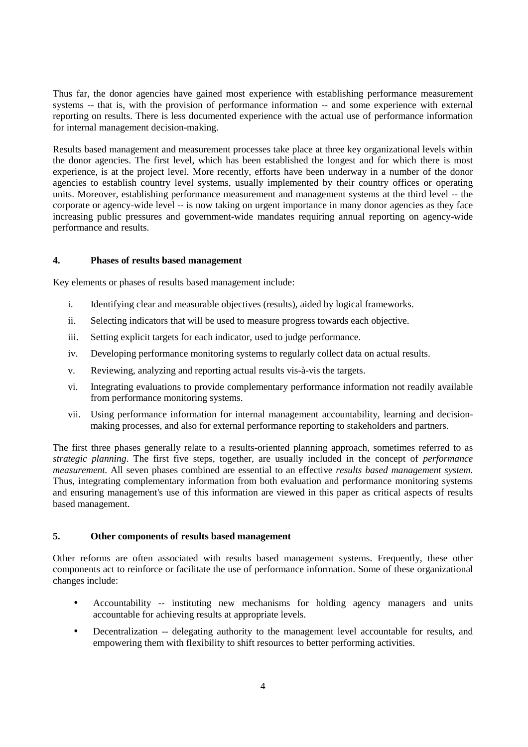Thus far, the donor agencies have gained most experience with establishing performance measurement systems -- that is, with the provision of performance information -- and some experience with external reporting on results. There is less documented experience with the actual use of performance information for internal management decision-making.

Results based management and measurement processes take place at three key organizational levels within the donor agencies. The first level, which has been established the longest and for which there is most experience, is at the project level. More recently, efforts have been underway in a number of the donor agencies to establish country level systems, usually implemented by their country offices or operating units. Moreover, establishing performance measurement and management systems at the third level -- the corporate or agency-wide level -- is now taking on urgent importance in many donor agencies as they face increasing public pressures and government-wide mandates requiring annual reporting on agency-wide performance and results.

## 4. Phases of results based management

Key elements or phases of results based management include:

i. Identifying clear and measurable objectives (results), aided by logical frameworks.

ii. Selecting indicators that will be used to measure progress towards each objective.

iii. Setting explicit targets for each indicator, used to judge performance.

iv. Developing performance monitoring systems to regularly collect data on actual results.

v. Reviewing, analyzing and reporting actual results vis-à-vis the targets.

vi. Integrating evaluations to provide complementary performance information not readily available from performance monitoring systems.

vii. Using performance information for internal management accountability, learning and decision-making processes, and also for external performance reporting to stakeholders and partners.

The first three phases generally relate to a results-oriented planning approach, sometimes referred to as *strategic planning*. The first five steps, together, are usually included in the concept of *performance measurement.* All seven phases combined are essential to an effective *results based management system*. Thus, integrating complementary information from both evaluation and performance monitoring systems and ensuring management's use of this information are viewed in this paper as critical aspects of results based management.

## 5. Other components of results based management

Other reforms are often associated with results based management systems. Frequently, these other components act to reinforce or facilitate the use of performance information. Some of these organizational changes include:

- Accountability -- instituting new mechanisms for holding agency managers and units accountable for achieving results at appropriate levels.
- Decentralization -- delegating authority to the management level accountable for results, and empowering them with flexibility to shift resources to better performing activities.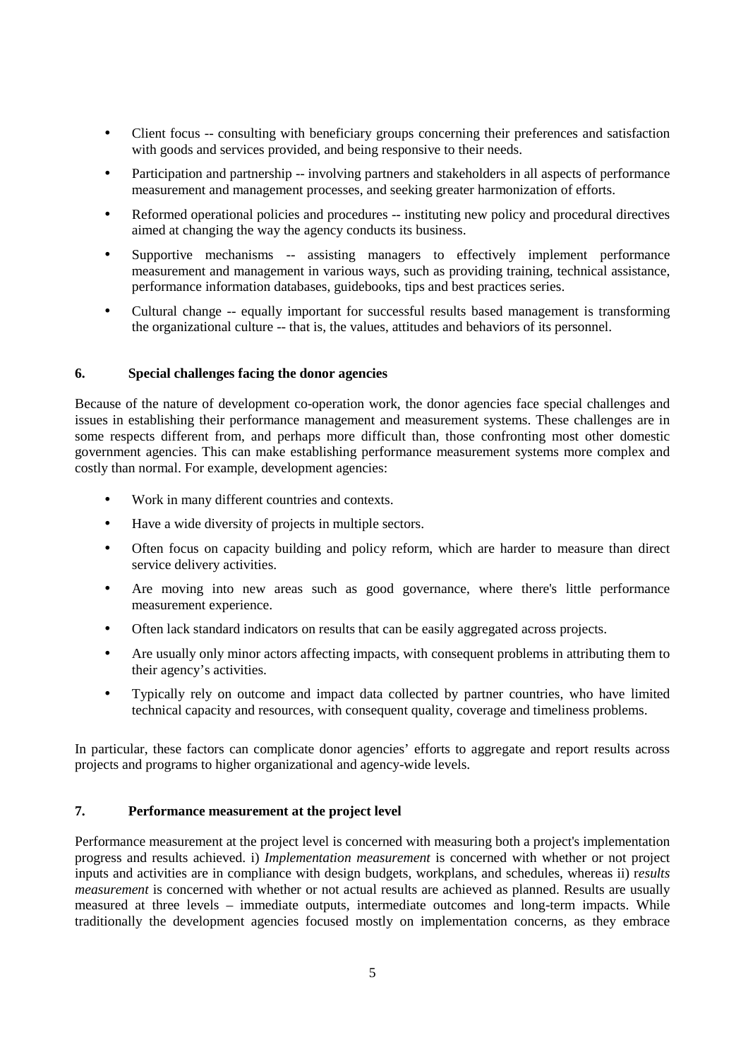- Client focus -- consulting with beneficiary groups concerning their preferences and satisfaction with goods and services provided, and being responsive to their needs.
- Participation and partnership -- involving partners and stakeholders in all aspects of performance measurement and management processes, and seeking greater harmonization of efforts.
- Reformed operational policies and procedures -- instituting new policy and procedural directives aimed at changing the way the agency conducts its business.
- Supportive mechanisms -- assisting managers to effectively implement performance measurement and management in various ways, such as providing training, technical assistance, performance information databases, guidebooks, tips and best practices series.
- Cultural change -- equally important for successful results based management is transforming the organizational culture -- that is, the values, attitudes and behaviors of its personnel.

## 6. Special challenges facing the donor agencies

Because of the nature of development co-operation work, the donor agencies face special challenges and issues in establishing their performance management and measurement systems. These challenges are in some respects different from, and perhaps more difficult than, those confronting most other domestic government agencies. This can make establishing performance measurement systems more complex and costly than normal. For example, development agencies:

- Work in many different countries and contexts.
- Have a wide diversity of projects in multiple sectors.
- Often focus on capacity building and policy reform, which are harder to measure than direct service delivery activities.
- Are moving into new areas such as good governance, where there's little performance measurement experience.
- Often lack standard indicators on results that can be easily aggregated across projects.
- Are usually only minor actors affecting impacts, with consequent problems in attributing them to their agency's activities.
- Typically rely on outcome and impact data collected by partner countries, who have limited technical capacity and resources, with consequent quality, coverage and timeliness problems.

In particular, these factors can complicate donor agencies' efforts to aggregate and report results across projects and programs to higher organizational and agency-wide levels.

## 7. Performance measurement at the project level

Performance measurement at the project level is concerned with measuring both a project's implementation progress and results achieved. i) *Implementation measurement* is concerned with whether or not project inputs and activities are in compliance with design budgets, workplans, and schedules, whereas ii) r*esults measurement* is concerned with whether or not actual results are achieved as planned. Results are usually measured at three levels – immediate outputs, intermediate outcomes and long-term impacts. While traditionally the development agencies focused mostly on implementation concerns, as they embrace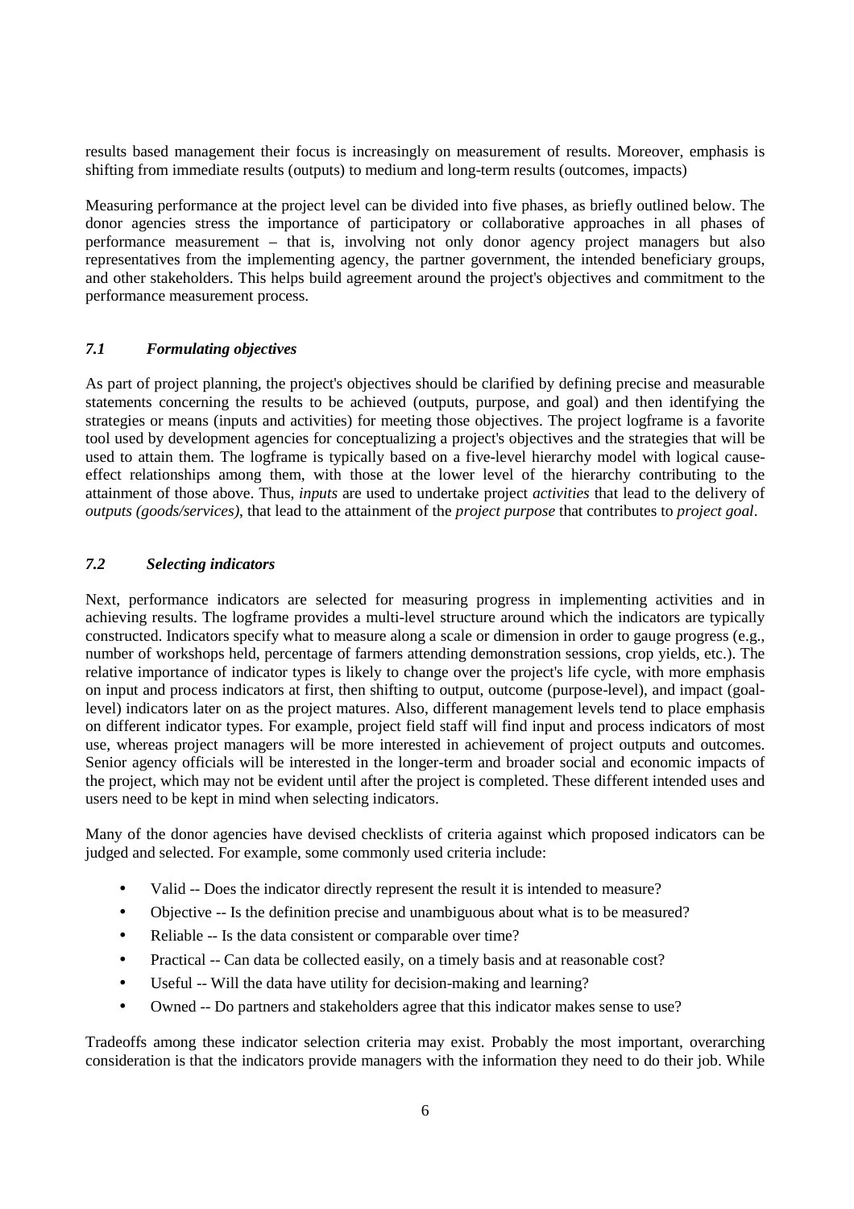results based management their focus is increasingly on measurement of results. Moreover, emphasis is shifting from immediate results (outputs) to medium and long-term results (outcomes, impacts)

Measuring performance at the project level can be divided into five phases, as briefly outlined below. The donor agencies stress the importance of participatory or collaborative approaches in all phases of performance measurement – that is, involving not only donor agency project managers but also representatives from the implementing agency, the partner government, the intended beneficiary groups, and other stakeholders. This helps build agreement around the project's objectives and commitment to the performance measurement process.

### *7.1 Formulating objectives*

As part of project planning, the project's objectives should be clarified by defining precise and measurable statements concerning the results to be achieved (outputs, purpose, and goal) and then identifying the strategies or means (inputs and activities) for meeting those objectives. The project logframe is a favorite tool used by development agencies for conceptualizing a project's objectives and the strategies that will be used to attain them. The logframe is typically based on a five-level hierarchy model with logical cause-effect relationships among them, with those at the lower level of the hierarchy contributing to the attainment of those above. Thus, *inputs* are used to undertake project *activities* that lead to the delivery of *outputs (goods/services)*, that lead to the attainment of the *project purpose* that contributes to *project goal*.

### *7.2 Selecting indicators*

Next, performance indicators are selected for measuring progress in implementing activities and in achieving results. The logframe provides a multi-level structure around which the indicators are typically constructed. Indicators specify what to measure along a scale or dimension in order to gauge progress (e.g., number of workshops held, percentage of farmers attending demonstration sessions, crop yields, etc.). The relative importance of indicator types is likely to change over the project's life cycle, with more emphasis on input and process indicators at first, then shifting to output, outcome (purpose-level), and impact (goal-level) indicators later on as the project matures. Also, different management levels tend to place emphasis on different indicator types. For example, project field staff will find input and process indicators of most use, whereas project managers will be more interested in achievement of project outputs and outcomes. Senior agency officials will be interested in the longer-term and broader social and economic impacts of the project, which may not be evident until after the project is completed. These different intended uses and users need to be kept in mind when selecting indicators.

Many of the donor agencies have devised checklists of criteria against which proposed indicators can be judged and selected. For example, some commonly used criteria include:

- Valid -- Does the indicator directly represent the result it is intended to measure?
- Objective -- Is the definition precise and unambiguous about what is to be measured?
- Reliable -- Is the data consistent or comparable over time?
- Practical -- Can data be collected easily, on a timely basis and at reasonable cost?
- Useful -- Will the data have utility for decision-making and learning?
- Owned -- Do partners and stakeholders agree that this indicator makes sense to use?

Tradeoffs among these indicator selection criteria may exist. Probably the most important, overarching consideration is that the indicators provide managers with the information they need to do their job. While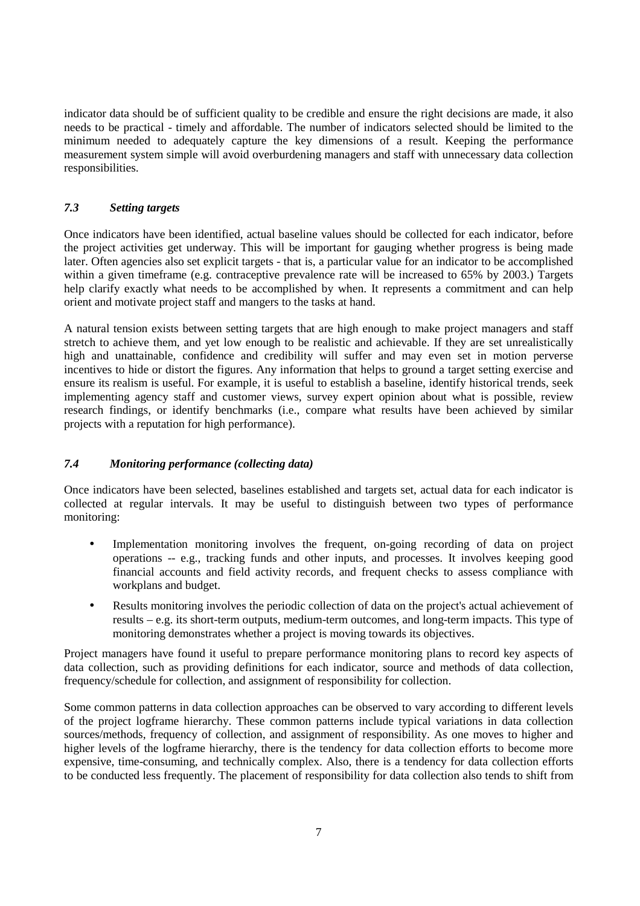indicator data should be of sufficient quality to be credible and ensure the right decisions are made, it also needs to be practical - timely and affordable. The number of indicators selected should be limited to the minimum needed to adequately capture the key dimensions of a result. Keeping the performance measurement system simple will avoid overburdening managers and staff with unnecessary data collection responsibilities.

### *7.3 Setting targets*

Once indicators have been identified, actual baseline values should be collected for each indicator, before the project activities get underway. This will be important for gauging whether progress is being made later. Often agencies also set explicit targets - that is, a particular value for an indicator to be accomplished within a given timeframe (e.g. contraceptive prevalence rate will be increased to 65% by 2003.) Targets help clarify exactly what needs to be accomplished by when. It represents a commitment and can help orient and motivate project staff and mangers to the tasks at hand.

A natural tension exists between setting targets that are high enough to make project managers and staff stretch to achieve them, and yet low enough to be realistic and achievable. If they are set unrealistically high and unattainable, confidence and credibility will suffer and may even set in motion perverse incentives to hide or distort the figures. Any information that helps to ground a target setting exercise and ensure its realism is useful. For example, it is useful to establish a baseline, identify historical trends, seek implementing agency staff and customer views, survey expert opinion about what is possible, review research findings, or identify benchmarks (i.e., compare what results have been achieved by similar projects with a reputation for high performance).

### *7.4 Monitoring performance (collecting data)*

Once indicators have been selected, baselines established and targets set, actual data for each indicator is collected at regular intervals. It may be useful to distinguish between two types of performance monitoring:

- Implementation monitoring involves the frequent, on-going recording of data on project operations -- e.g., tracking funds and other inputs, and processes. It involves keeping good financial accounts and field activity records, and frequent checks to assess compliance with workplans and budget.
- Results monitoring involves the periodic collection of data on the project's actual achievement of results – e.g. its short-term outputs, medium-term outcomes, and long-term impacts. This type of monitoring demonstrates whether a project is moving towards its objectives.

Project managers have found it useful to prepare performance monitoring plans to record key aspects of data collection, such as providing definitions for each indicator, source and methods of data collection, frequency/schedule for collection, and assignment of responsibility for collection.

Some common patterns in data collection approaches can be observed to vary according to different levels of the project logframe hierarchy. These common patterns include typical variations in data collection sources/methods, frequency of collection, and assignment of responsibility. As one moves to higher and higher levels of the logframe hierarchy, there is the tendency for data collection efforts to become more expensive, time-consuming, and technically complex. Also, there is a tendency for data collection efforts to be conducted less frequently. The placement of responsibility for data collection also tends to shift from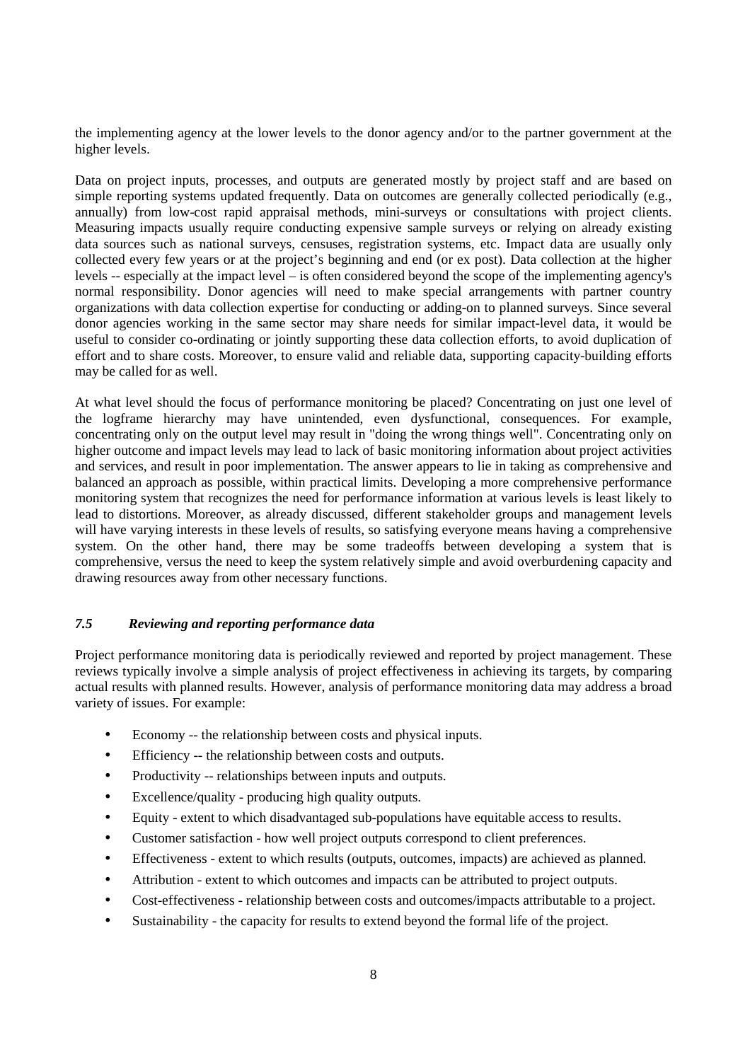the implementing agency at the lower levels to the donor agency and/or to the partner government at the higher levels.

Data on project inputs, processes, and outputs are generated mostly by project staff and are based on simple reporting systems updated frequently. Data on outcomes are generally collected periodically (e.g., annually) from low-cost rapid appraisal methods, mini-surveys or consultations with project clients. Measuring impacts usually require conducting expensive sample surveys or relying on already existing data sources such as national surveys, censuses, registration systems, etc. Impact data are usually only collected every few years or at the project's beginning and end (or ex post). Data collection at the higher levels -- especially at the impact level – is often considered beyond the scope of the implementing agency's normal responsibility. Donor agencies will need to make special arrangements with partner country organizations with data collection expertise for conducting or adding-on to planned surveys. Since several donor agencies working in the same sector may share needs for similar impact-level data, it would be useful to consider co-ordinating or jointly supporting these data collection efforts, to avoid duplication of effort and to share costs. Moreover, to ensure valid and reliable data, supporting capacity-building efforts may be called for as well.

At what level should the focus of performance monitoring be placed? Concentrating on just one level of the logframe hierarchy may have unintended, even dysfunctional, consequences. For example, concentrating only on the output level may result in "doing the wrong things well". Concentrating only on higher outcome and impact levels may lead to lack of basic monitoring information about project activities and services, and result in poor implementation. The answer appears to lie in taking as comprehensive and balanced an approach as possible, within practical limits. Developing a more comprehensive performance monitoring system that recognizes the need for performance information at various levels is least likely to lead to distortions. Moreover, as already discussed, different stakeholder groups and management levels will have varying interests in these levels of results, so satisfying everyone means having a comprehensive system. On the other hand, there may be some tradeoffs between developing a system that is comprehensive, versus the need to keep the system relatively simple and avoid overburdening capacity and drawing resources away from other necessary functions.

### *7.5 Reviewing and reporting performance data*

Project performance monitoring data is periodically reviewed and reported by project management. These reviews typically involve a simple analysis of project effectiveness in achieving its targets, by comparing actual results with planned results. However, analysis of performance monitoring data may address a broad variety of issues. For example:

- Economy -- the relationship between costs and physical inputs.
- Efficiency -- the relationship between costs and outputs.
- Productivity -- relationships between inputs and outputs.
- Excellence/quality - producing high quality outputs.
- Equity - extent to which disadvantaged sub-populations have equitable access to results.
- Customer satisfaction - how well project outputs correspond to client preferences.
- Effectiveness - extent to which results (outputs, outcomes, impacts) are achieved as planned.
- Attribution - extent to which outcomes and impacts can be attributed to project outputs.
- Cost-effectiveness - relationship between costs and outcomes/impacts attributable to a project.
- Sustainability - the capacity for results to extend beyond the formal life of the project.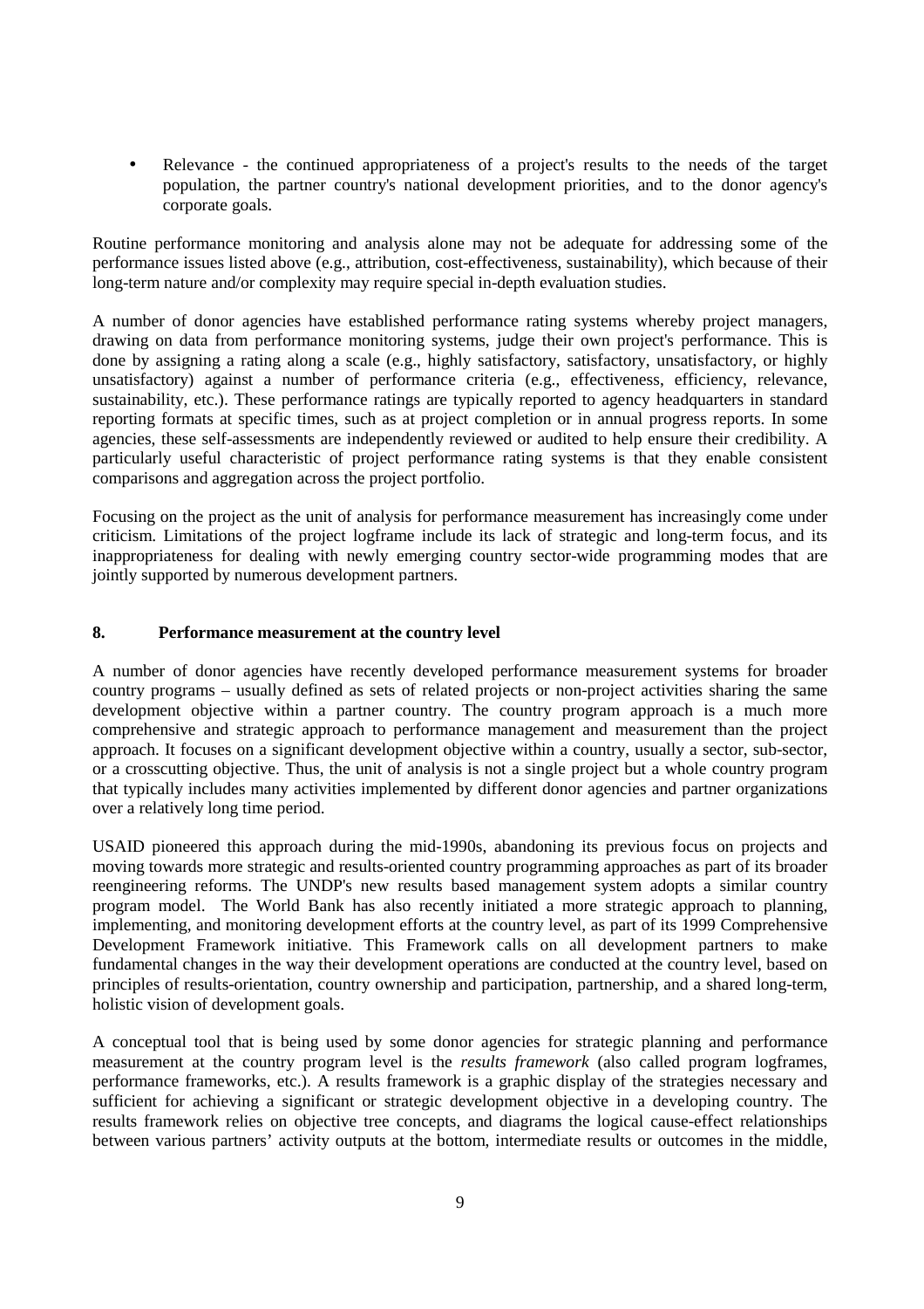- Relevance - the continued appropriateness of a project's results to the needs of the target population, the partner country's national development priorities, and to the donor agency's corporate goals.

Routine performance monitoring and analysis alone may not be adequate for addressing some of the performance issues listed above (e.g., attribution, cost-effectiveness, sustainability), which because of their long-term nature and/or complexity may require special in-depth evaluation studies.

A number of donor agencies have established performance rating systems whereby project managers, drawing on data from performance monitoring systems, judge their own project's performance. This is done by assigning a rating along a scale (e.g., highly satisfactory, satisfactory, unsatisfactory, or highly unsatisfactory) against a number of performance criteria (e.g., effectiveness, efficiency, relevance, sustainability, etc.). These performance ratings are typically reported to agency headquarters in standard reporting formats at specific times, such as at project completion or in annual progress reports. In some agencies, these self-assessments are independently reviewed or audited to help ensure their credibility. A particularly useful characteristic of project performance rating systems is that they enable consistent comparisons and aggregation across the project portfolio.

Focusing on the project as the unit of analysis for performance measurement has increasingly come under criticism. Limitations of the project logframe include its lack of strategic and long-term focus, and its inappropriateness for dealing with newly emerging country sector-wide programming modes that are jointly supported by numerous development partners.

## 8. Performance measurement at the country level

A number of donor agencies have recently developed performance measurement systems for broader country programs – usually defined as sets of related projects or non-project activities sharing the same development objective within a partner country. The country program approach is a much more comprehensive and strategic approach to performance management and measurement than the project approach. It focuses on a significant development objective within a country, usually a sector, sub-sector, or a crosscutting objective. Thus, the unit of analysis is not a single project but a whole country program that typically includes many activities implemented by different donor agencies and partner organizations over a relatively long time period.

USAID pioneered this approach during the mid-1990s, abandoning its previous focus on projects and moving towards more strategic and results-oriented country programming approaches as part of its broader reengineering reforms. The UNDP's new results based management system adopts a similar country program model. The World Bank has also recently initiated a more strategic approach to planning, implementing, and monitoring development efforts at the country level, as part of its 1999 Comprehensive Development Framework initiative. This Framework calls on all development partners to make fundamental changes in the way their development operations are conducted at the country level, based on principles of results-orientation, country ownership and participation, partnership, and a shared long-term, holistic vision of development goals.

A conceptual tool that is being used by some donor agencies for strategic planning and performance measurement at the country program level is the *results framework* (also called program logframes, performance frameworks, etc.). A results framework is a graphic display of the strategies necessary and sufficient for achieving a significant or strategic development objective in a developing country. The results framework relies on objective tree concepts, and diagrams the logical cause-effect relationships between various partners' activity outputs at the bottom, intermediate results or outcomes in the middle,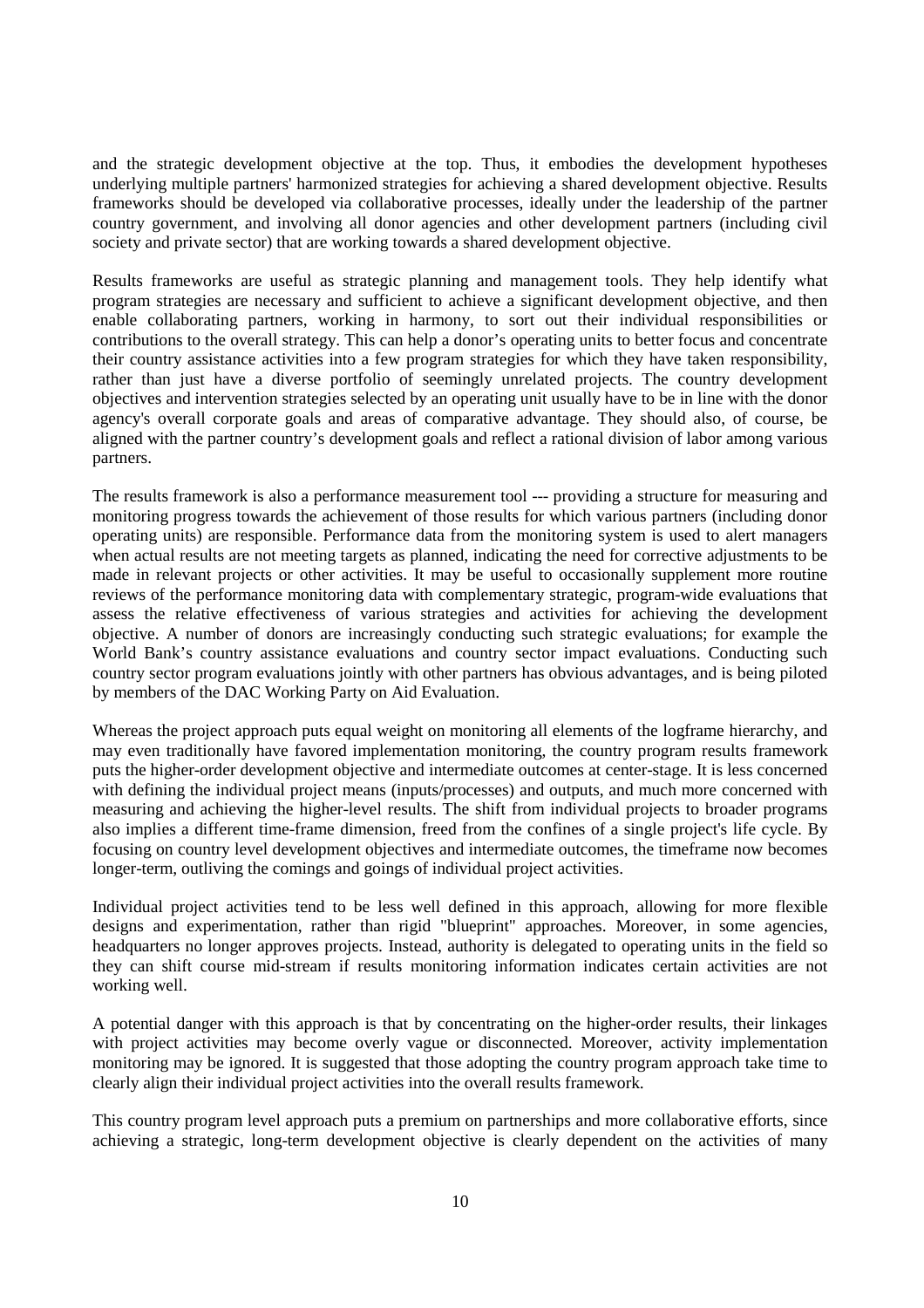and the strategic development objective at the top. Thus, it embodies the development hypotheses underlying multiple partners' harmonized strategies for achieving a shared development objective. Results frameworks should be developed via collaborative processes, ideally under the leadership of the partner country government, and involving all donor agencies and other development partners (including civil society and private sector) that are working towards a shared development objective.

Results frameworks are useful as strategic planning and management tools. They help identify what program strategies are necessary and sufficient to achieve a significant development objective, and then enable collaborating partners, working in harmony, to sort out their individual responsibilities or contributions to the overall strategy. This can help a donor's operating units to better focus and concentrate their country assistance activities into a few program strategies for which they have taken responsibility, rather than just have a diverse portfolio of seemingly unrelated projects. The country development objectives and intervention strategies selected by an operating unit usually have to be in line with the donor agency's overall corporate goals and areas of comparative advantage. They should also, of course, be aligned with the partner country's development goals and reflect a rational division of labor among various partners.

The results framework is also a performance measurement tool --- providing a structure for measuring and monitoring progress towards the achievement of those results for which various partners (including donor operating units) are responsible. Performance data from the monitoring system is used to alert managers when actual results are not meeting targets as planned, indicating the need for corrective adjustments to be made in relevant projects or other activities. It may be useful to occasionally supplement more routine reviews of the performance monitoring data with complementary strategic, program-wide evaluations that assess the relative effectiveness of various strategies and activities for achieving the development objective. A number of donors are increasingly conducting such strategic evaluations; for example the World Bank's country assistance evaluations and country sector impact evaluations. Conducting such country sector program evaluations jointly with other partners has obvious advantages, and is being piloted by members of the DAC Working Party on Aid Evaluation.

Whereas the project approach puts equal weight on monitoring all elements of the logframe hierarchy, and may even traditionally have favored implementation monitoring, the country program results framework puts the higher-order development objective and intermediate outcomes at center-stage. It is less concerned with defining the individual project means (inputs/processes) and outputs, and much more concerned with measuring and achieving the higher-level results. The shift from individual projects to broader programs also implies a different time-frame dimension, freed from the confines of a single project's life cycle. By focusing on country level development objectives and intermediate outcomes, the timeframe now becomes longer-term, outliving the comings and goings of individual project activities.

Individual project activities tend to be less well defined in this approach, allowing for more flexible designs and experimentation, rather than rigid "blueprint" approaches. Moreover, in some agencies, headquarters no longer approves projects. Instead, authority is delegated to operating units in the field so they can shift course mid-stream if results monitoring information indicates certain activities are not working well.

A potential danger with this approach is that by concentrating on the higher-order results, their linkages with project activities may become overly vague or disconnected. Moreover, activity implementation monitoring may be ignored. It is suggested that those adopting the country program approach take time to clearly align their individual project activities into the overall results framework.

This country program level approach puts a premium on partnerships and more collaborative efforts, since achieving a strategic, long-term development objective is clearly dependent on the activities of many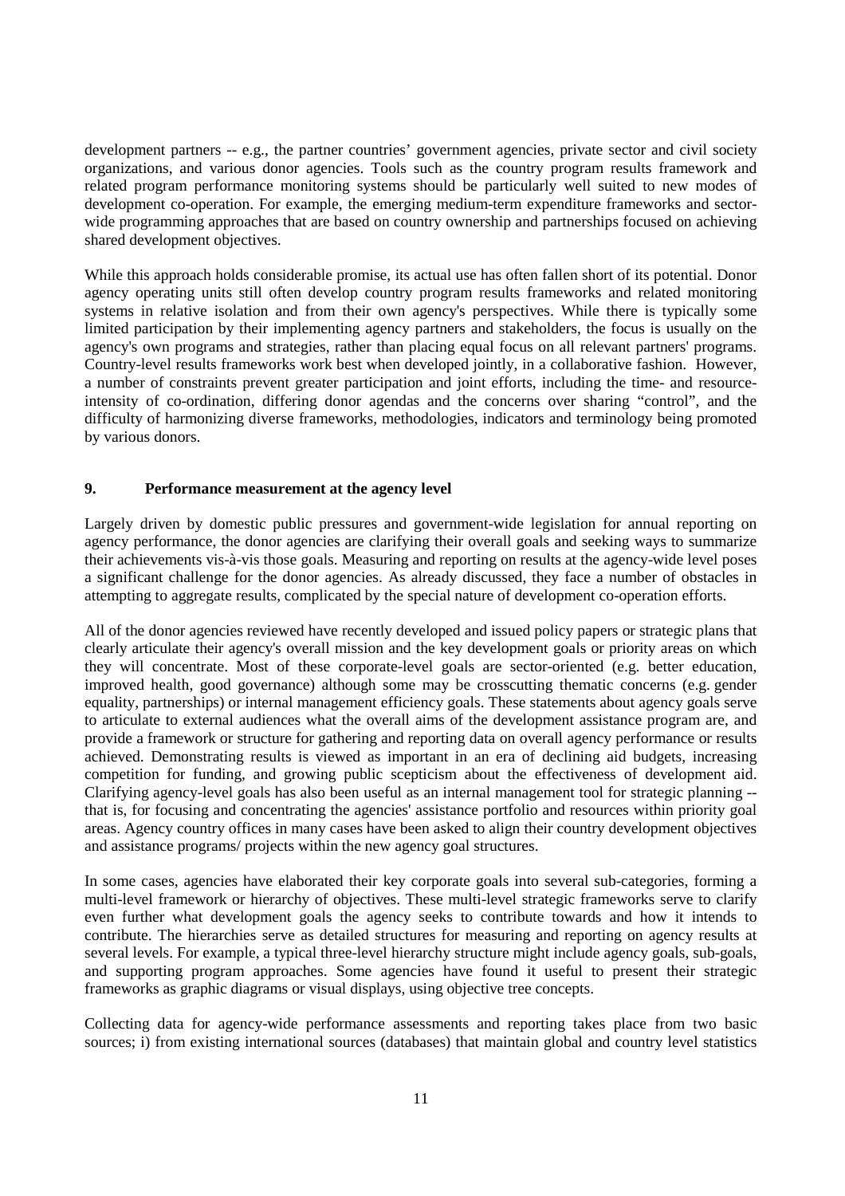development partners -- e.g., the partner countries' government agencies, private sector and civil society organizations, and various donor agencies. Tools such as the country program results framework and related program performance monitoring systems should be particularly well suited to new modes of development co-operation. For example, the emerging medium-term expenditure frameworks and sector-wide programming approaches that are based on country ownership and partnerships focused on achieving shared development objectives.

While this approach holds considerable promise, its actual use has often fallen short of its potential. Donor agency operating units still often develop country program results frameworks and related monitoring systems in relative isolation and from their own agency's perspectives. While there is typically some limited participation by their implementing agency partners and stakeholders, the focus is usually on the agency's own programs and strategies, rather than placing equal focus on all relevant partners' programs. Country-level results frameworks work best when developed jointly, in a collaborative fashion. However, a number of constraints prevent greater participation and joint efforts, including the time- and resource-intensity of co-ordination, differing donor agendas and the concerns over sharing "control", and the difficulty of harmonizing diverse frameworks, methodologies, indicators and terminology being promoted by various donors.

## 9. Performance measurement at the agency level

Largely driven by domestic public pressures and government-wide legislation for annual reporting on agency performance, the donor agencies are clarifying their overall goals and seeking ways to summarize their achievements vis-à-vis those goals. Measuring and reporting on results at the agency-wide level poses a significant challenge for the donor agencies. As already discussed, they face a number of obstacles in attempting to aggregate results, complicated by the special nature of development co-operation efforts.

All of the donor agencies reviewed have recently developed and issued policy papers or strategic plans that clearly articulate their agency's overall mission and the key development goals or priority areas on which they will concentrate. Most of these corporate-level goals are sector-oriented (e.g. better education, improved health, good governance) although some may be crosscutting thematic concerns (e.g. gender equality, partnerships) or internal management efficiency goals. These statements about agency goals serve to articulate to external audiences what the overall aims of the development assistance program are, and provide a framework or structure for gathering and reporting data on overall agency performance or results achieved. Demonstrating results is viewed as important in an era of declining aid budgets, increasing competition for funding, and growing public scepticism about the effectiveness of development aid. Clarifying agency-level goals has also been useful as an internal management tool for strategic planning -- that is, for focusing and concentrating the agencies' assistance portfolio and resources within priority goal areas. Agency country offices in many cases have been asked to align their country development objectives and assistance programs/ projects within the new agency goal structures.

In some cases, agencies have elaborated their key corporate goals into several sub-categories, forming a multi-level framework or hierarchy of objectives. These multi-level strategic frameworks serve to clarify even further what development goals the agency seeks to contribute towards and how it intends to contribute. The hierarchies serve as detailed structures for measuring and reporting on agency results at several levels. For example, a typical three-level hierarchy structure might include agency goals, sub-goals, and supporting program approaches. Some agencies have found it useful to present their strategic frameworks as graphic diagrams or visual displays, using objective tree concepts.

Collecting data for agency-wide performance assessments and reporting takes place from two basic sources; i) from existing international sources (databases) that maintain global and country level statistics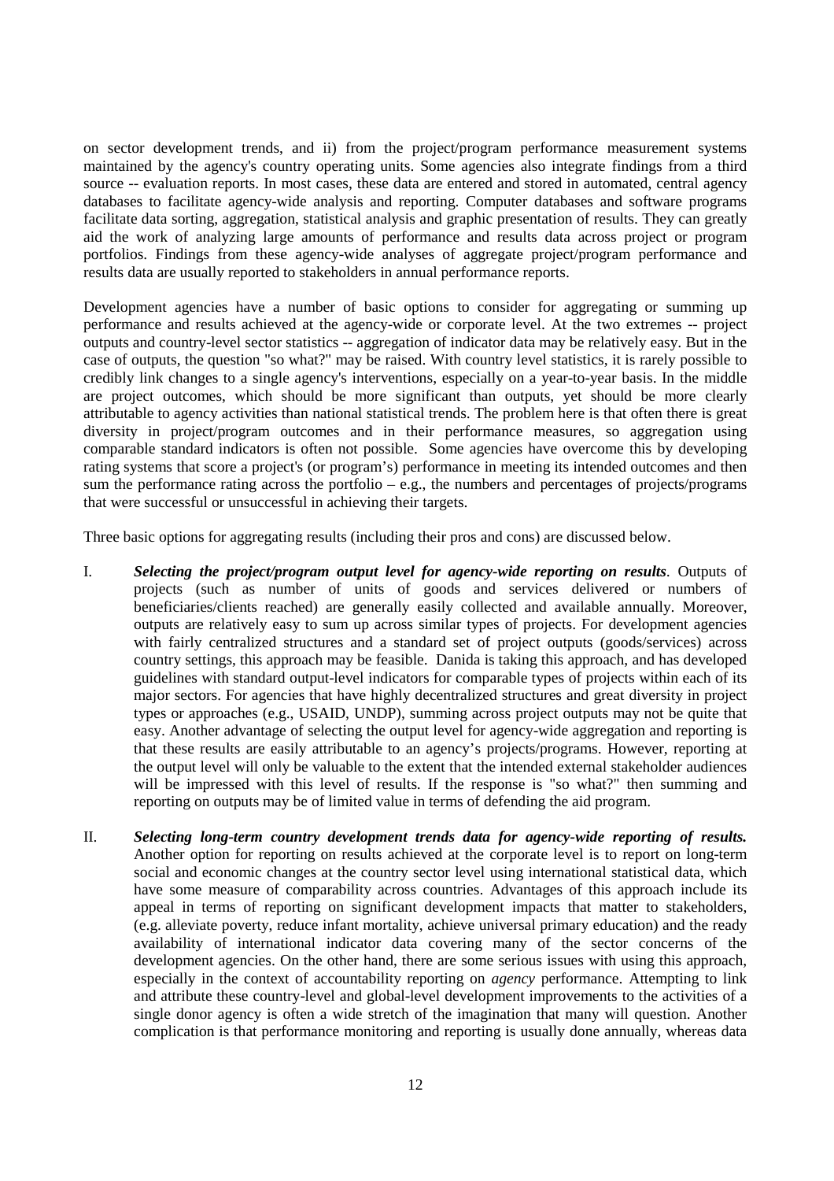on sector development trends, and ii) from the project/program performance measurement systems maintained by the agency's country operating units. Some agencies also integrate findings from a third source -- evaluation reports. In most cases, these data are entered and stored in automated, central agency databases to facilitate agency-wide analysis and reporting. Computer databases and software programs facilitate data sorting, aggregation, statistical analysis and graphic presentation of results. They can greatly aid the work of analyzing large amounts of performance and results data across project or program portfolios. Findings from these agency-wide analyses of aggregate project/program performance and results data are usually reported to stakeholders in annual performance reports.

Development agencies have a number of basic options to consider for aggregating or summing up performance and results achieved at the agency-wide or corporate level. At the two extremes -- project outputs and country-level sector statistics -- aggregation of indicator data may be relatively easy. But in the case of outputs, the question "so what?" may be raised. With country level statistics, it is rarely possible to credibly link changes to a single agency's interventions, especially on a year-to-year basis. In the middle are project outcomes, which should be more significant than outputs, yet should be more clearly attributable to agency activities than national statistical trends. The problem here is that often there is great diversity in project/program outcomes and in their performance measures, so aggregation using comparable standard indicators is often not possible. Some agencies have overcome this by developing rating systems that score a project's (or program's) performance in meeting its intended outcomes and then sum the performance rating across the portfolio – e.g., the numbers and percentages of projects/programs that were successful or unsuccessful in achieving their targets.

Three basic options for aggregating results (including their pros and cons) are discussed below.

I. ***Selecting the project/program output level for agency-wide reporting on results***. Outputs of projects (such as number of units of goods and services delivered or numbers of beneficiaries/clients reached) are generally easily collected and available annually. Moreover, outputs are relatively easy to sum up across similar types of projects. For development agencies with fairly centralized structures and a standard set of project outputs (goods/services) across country settings, this approach may be feasible. Danida is taking this approach, and has developed guidelines with standard output-level indicators for comparable types of projects within each of its major sectors. For agencies that have highly decentralized structures and great diversity in project types or approaches (e.g., USAID, UNDP), summing across project outputs may not be quite that easy. Another advantage of selecting the output level for agency-wide aggregation and reporting is that these results are easily attributable to an agency's projects/programs. However, reporting at the output level will only be valuable to the extent that the intended external stakeholder audiences will be impressed with this level of results. If the response is "so what?" then summing and reporting on outputs may be of limited value in terms of defending the aid program.

II. ***Selecting long-term country development trends data for agency-wide reporting of results.*** Another option for reporting on results achieved at the corporate level is to report on long-term social and economic changes at the country sector level using international statistical data, which have some measure of comparability across countries. Advantages of this approach include its appeal in terms of reporting on significant development impacts that matter to stakeholders, (e.g. alleviate poverty, reduce infant mortality, achieve universal primary education) and the ready availability of international indicator data covering many of the sector concerns of the development agencies. On the other hand, there are some serious issues with using this approach, especially in the context of accountability reporting on *agency* performance. Attempting to link and attribute these country-level and global-level development improvements to the activities of a single donor agency is often a wide stretch of the imagination that many will question. Another complication is that performance monitoring and reporting is usually done annually, whereas data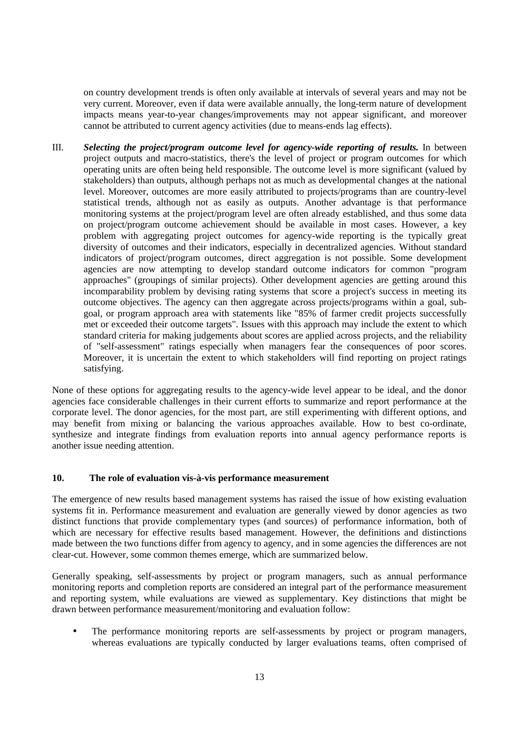on country development trends is often only available at intervals of several years and may not be very current. Moreover, even if data were available annually, the long-term nature of development impacts means year-to-year changes/improvements may not appear significant, and moreover cannot be attributed to current agency activities (due to means-ends lag effects).

III. ***Selecting the project/program outcome level for agency-wide reporting of results.*** In between project outputs and macro-statistics, there's the level of project or program outcomes for which operating units are often being held responsible. The outcome level is more significant (valued by stakeholders) than outputs, although perhaps not as much as developmental changes at the national level. Moreover, outcomes are more easily attributed to projects/programs than are country-level statistical trends, although not as easily as outputs. Another advantage is that performance monitoring systems at the project/program level are often already established, and thus some data on project/program outcome achievement should be available in most cases. However, a key problem with aggregating project outcomes for agency-wide reporting is the typically great diversity of outcomes and their indicators, especially in decentralized agencies. Without standard indicators of project/program outcomes, direct aggregation is not possible. Some development agencies are now attempting to develop standard outcome indicators for common "program approaches" (groupings of similar projects). Other development agencies are getting around this incomparability problem by devising rating systems that score a project's success in meeting its outcome objectives. The agency can then aggregate across projects/programs within a goal, sub-goal, or program approach area with statements like "85% of farmer credit projects successfully met or exceeded their outcome targets". Issues with this approach may include the extent to which standard criteria for making judgements about scores are applied across projects, and the reliability of "self-assessment" ratings especially when managers fear the consequences of poor scores. Moreover, it is uncertain the extent to which stakeholders will find reporting on project ratings satisfying.

None of these options for aggregating results to the agency-wide level appear to be ideal, and the donor agencies face considerable challenges in their current efforts to summarize and report performance at the corporate level. The donor agencies, for the most part, are still experimenting with different options, and may benefit from mixing or balancing the various approaches available. How to best co-ordinate, synthesize and integrate findings from evaluation reports into annual agency performance reports is another issue needing attention.

## 10. The role of evaluation vis-à-vis performance measurement

The emergence of new results based management systems has raised the issue of how existing evaluation systems fit in. Performance measurement and evaluation are generally viewed by donor agencies as two distinct functions that provide complementary types (and sources) of performance information, both of which are necessary for effective results based management. However, the definitions and distinctions made between the two functions differ from agency to agency, and in some agencies the differences are not clear-cut. However, some common themes emerge, which are summarized below.

Generally speaking, self-assessments by project or program managers, such as annual performance monitoring reports and completion reports are considered an integral part of the performance measurement and reporting system, while evaluations are viewed as supplementary. Key distinctions that might be drawn between performance measurement/monitoring and evaluation follow:

- The performance monitoring reports are self-assessments by project or program managers, whereas evaluations are typically conducted by larger evaluations teams, often comprised of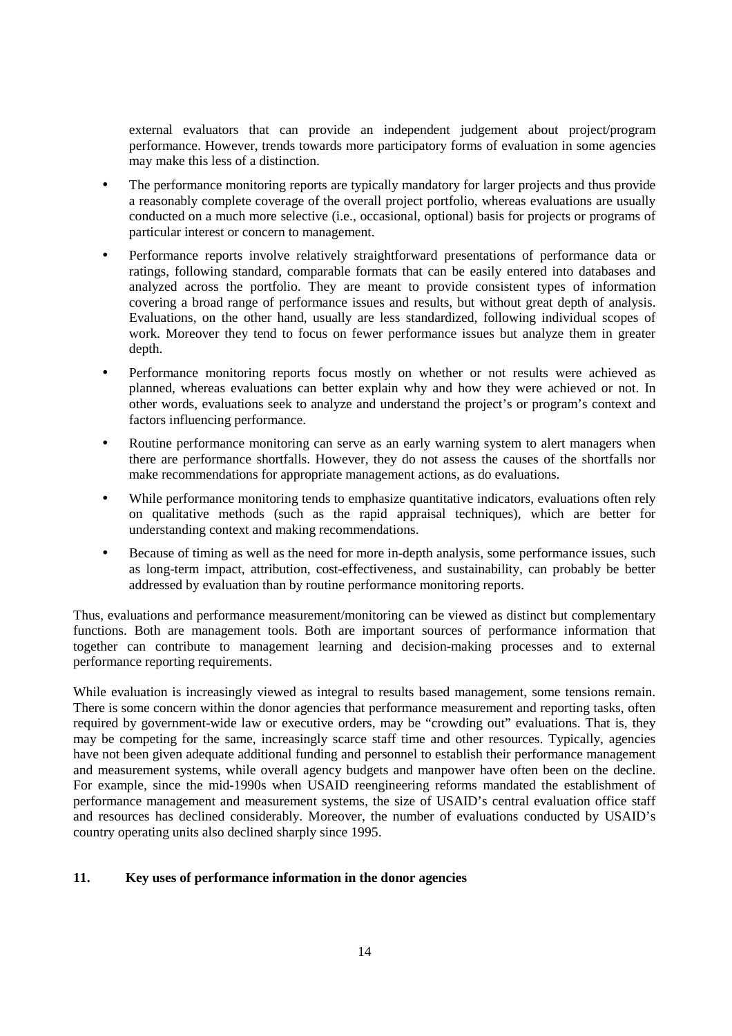external evaluators that can provide an independent judgement about project/program performance. However, trends towards more participatory forms of evaluation in some agencies may make this less of a distinction.

- The performance monitoring reports are typically mandatory for larger projects and thus provide a reasonably complete coverage of the overall project portfolio, whereas evaluations are usually conducted on a much more selective (i.e., occasional, optional) basis for projects or programs of particular interest or concern to management.
- Performance reports involve relatively straightforward presentations of performance data or ratings, following standard, comparable formats that can be easily entered into databases and analyzed across the portfolio. They are meant to provide consistent types of information covering a broad range of performance issues and results, but without great depth of analysis. Evaluations, on the other hand, usually are less standardized, following individual scopes of work. Moreover they tend to focus on fewer performance issues but analyze them in greater depth.
- Performance monitoring reports focus mostly on whether or not results were achieved as planned, whereas evaluations can better explain why and how they were achieved or not. In other words, evaluations seek to analyze and understand the project's or program's context and factors influencing performance.
- Routine performance monitoring can serve as an early warning system to alert managers when there are performance shortfalls. However, they do not assess the causes of the shortfalls nor make recommendations for appropriate management actions, as do evaluations.
- While performance monitoring tends to emphasize quantitative indicators, evaluations often rely on qualitative methods (such as the rapid appraisal techniques), which are better for understanding context and making recommendations.
- Because of timing as well as the need for more in-depth analysis, some performance issues, such as long-term impact, attribution, cost-effectiveness, and sustainability, can probably be better addressed by evaluation than by routine performance monitoring reports.

Thus, evaluations and performance measurement/monitoring can be viewed as distinct but complementary functions. Both are management tools. Both are important sources of performance information that together can contribute to management learning and decision-making processes and to external performance reporting requirements.

While evaluation is increasingly viewed as integral to results based management, some tensions remain. There is some concern within the donor agencies that performance measurement and reporting tasks, often required by government-wide law or executive orders, may be "crowding out" evaluations. That is, they may be competing for the same, increasingly scarce staff time and other resources. Typically, agencies have not been given adequate additional funding and personnel to establish their performance management and measurement systems, while overall agency budgets and manpower have often been on the decline. For example, since the mid-1990s when USAID reengineering reforms mandated the establishment of performance management and measurement systems, the size of USAID's central evaluation office staff and resources has declined considerably. Moreover, the number of evaluations conducted by USAID's country operating units also declined sharply since 1995.

## 11. Key uses of performance information in the donor agencies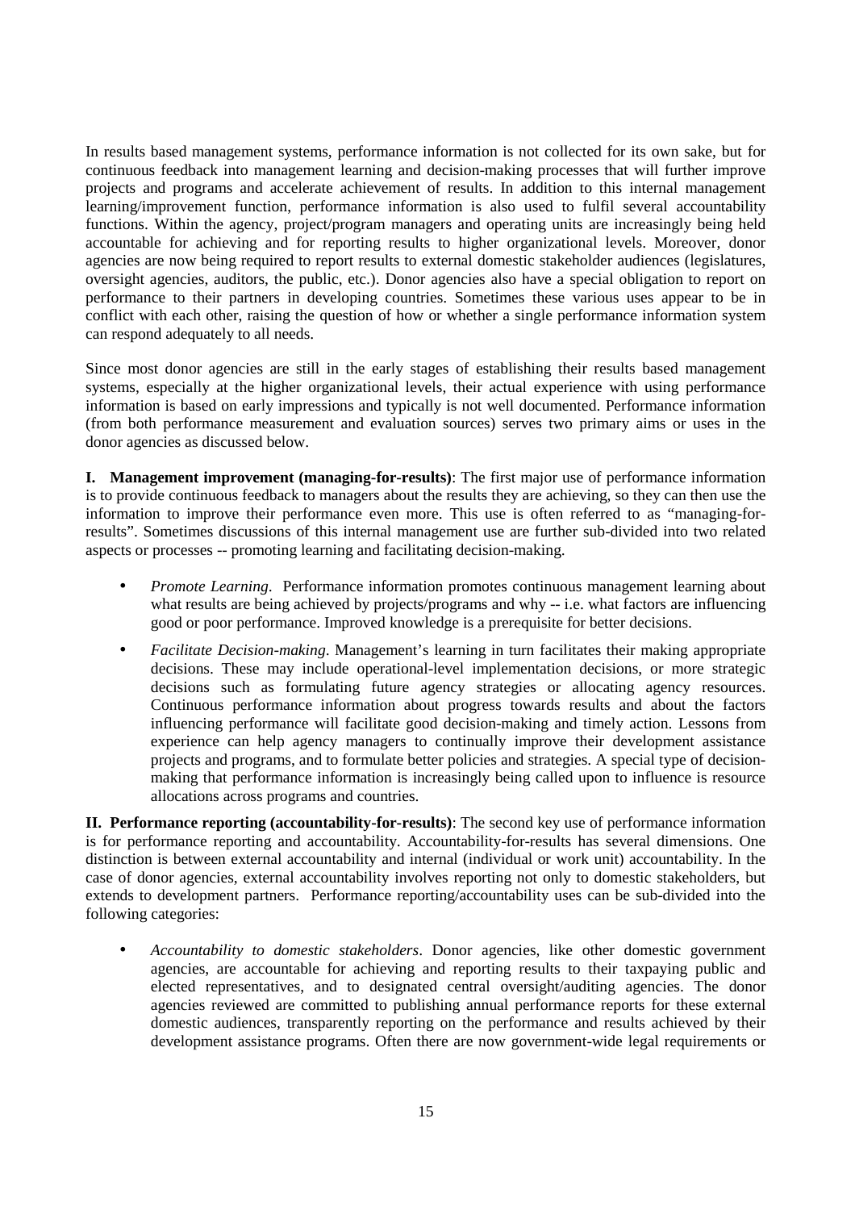In results based management systems, performance information is not collected for its own sake, but for continuous feedback into management learning and decision-making processes that will further improve projects and programs and accelerate achievement of results. In addition to this internal management learning/improvement function, performance information is also used to fulfil several accountability functions. Within the agency, project/program managers and operating units are increasingly being held accountable for achieving and for reporting results to higher organizational levels. Moreover, donor agencies are now being required to report results to external domestic stakeholder audiences (legislatures, oversight agencies, auditors, the public, etc.). Donor agencies also have a special obligation to report on performance to their partners in developing countries. Sometimes these various uses appear to be in conflict with each other, raising the question of how or whether a single performance information system can respond adequately to all needs.

Since most donor agencies are still in the early stages of establishing their results based management systems, especially at the higher organizational levels, their actual experience with using performance information is based on early impressions and typically is not well documented. Performance information (from both performance measurement and evaluation sources) serves two primary aims or uses in the donor agencies as discussed below.

**I. Management improvement (managing-for-results)**: The first major use of performance information is to provide continuous feedback to managers about the results they are achieving, so they can then use the information to improve their performance even more. This use is often referred to as "managing-for-results". Sometimes discussions of this internal management use are further sub-divided into two related aspects or processes -- promoting learning and facilitating decision-making.

- *Promote Learning*. Performance information promotes continuous management learning about what results are being achieved by projects/programs and why -- i.e. what factors are influencing good or poor performance. Improved knowledge is a prerequisite for better decisions.
- *Facilitate Decision-making*. Management's learning in turn facilitates their making appropriate decisions. These may include operational-level implementation decisions, or more strategic decisions such as formulating future agency strategies or allocating agency resources. Continuous performance information about progress towards results and about the factors influencing performance will facilitate good decision-making and timely action. Lessons from experience can help agency managers to continually improve their development assistance projects and programs, and to formulate better policies and strategies. A special type of decision-making that performance information is increasingly being called upon to influence is resource allocations across programs and countries.

**II. Performance reporting (accountability-for-results)**: The second key use of performance information is for performance reporting and accountability. Accountability-for-results has several dimensions. One distinction is between external accountability and internal (individual or work unit) accountability. In the case of donor agencies, external accountability involves reporting not only to domestic stakeholders, but extends to development partners. Performance reporting/accountability uses can be sub-divided into the following categories:

- *Accountability to domestic stakeholders*. Donor agencies, like other domestic government agencies, are accountable for achieving and reporting results to their taxpaying public and elected representatives, and to designated central oversight/auditing agencies. The donor agencies reviewed are committed to publishing annual performance reports for these external domestic audiences, transparently reporting on the performance and results achieved by their development assistance programs. Often there are now government-wide legal requirements or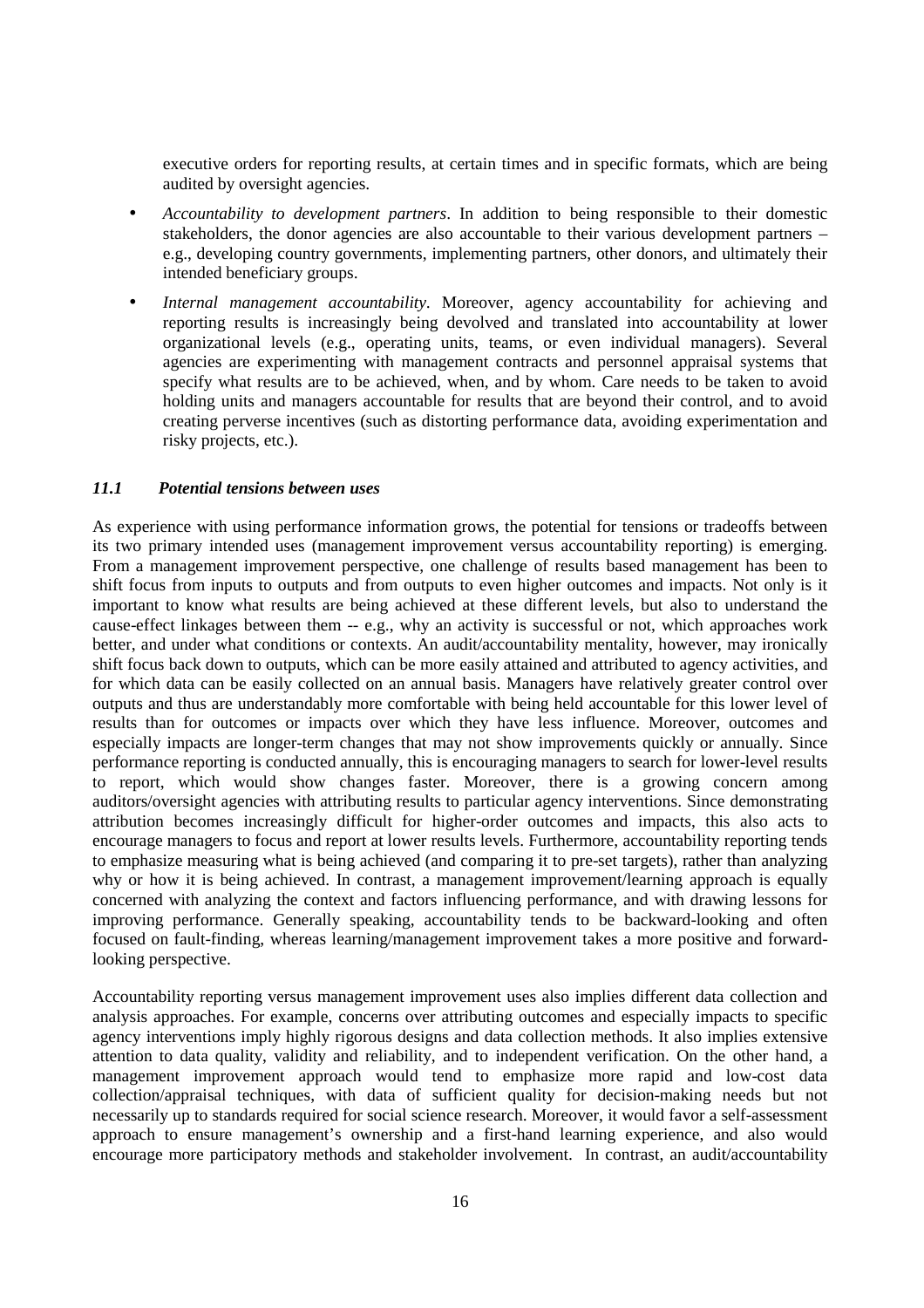executive orders for reporting results, at certain times and in specific formats, which are being audited by oversight agencies.

- *Accountability to development partners*. In addition to being responsible to their domestic stakeholders, the donor agencies are also accountable to their various development partners – e.g., developing country governments, implementing partners, other donors, and ultimately their intended beneficiary groups.
- *Internal management accountability*. Moreover, agency accountability for achieving and reporting results is increasingly being devolved and translated into accountability at lower organizational levels (e.g., operating units, teams, or even individual managers). Several agencies are experimenting with management contracts and personnel appraisal systems that specify what results are to be achieved, when, and by whom. Care needs to be taken to avoid holding units and managers accountable for results that are beyond their control, and to avoid creating perverse incentives (such as distorting performance data, avoiding experimentation and risky projects, etc.).

### *11.1 Potential tensions between uses*

As experience with using performance information grows, the potential for tensions or tradeoffs between its two primary intended uses (management improvement versus accountability reporting) is emerging. From a management improvement perspective, one challenge of results based management has been to shift focus from inputs to outputs and from outputs to even higher outcomes and impacts. Not only is it important to know what results are being achieved at these different levels, but also to understand the cause-effect linkages between them -- e.g., why an activity is successful or not, which approaches work better, and under what conditions or contexts. An audit/accountability mentality, however, may ironically shift focus back down to outputs, which can be more easily attained and attributed to agency activities, and for which data can be easily collected on an annual basis. Managers have relatively greater control over outputs and thus are understandably more comfortable with being held accountable for this lower level of results than for outcomes or impacts over which they have less influence. Moreover, outcomes and especially impacts are longer-term changes that may not show improvements quickly or annually. Since performance reporting is conducted annually, this is encouraging managers to search for lower-level results to report, which would show changes faster. Moreover, there is a growing concern among auditors/oversight agencies with attributing results to particular agency interventions. Since demonstrating attribution becomes increasingly difficult for higher-order outcomes and impacts, this also acts to encourage managers to focus and report at lower results levels. Furthermore, accountability reporting tends to emphasize measuring what is being achieved (and comparing it to pre-set targets), rather than analyzing why or how it is being achieved. In contrast, a management improvement/learning approach is equally concerned with analyzing the context and factors influencing performance, and with drawing lessons for improving performance. Generally speaking, accountability tends to be backward-looking and often focused on fault-finding, whereas learning/management improvement takes a more positive and forward-looking perspective.

Accountability reporting versus management improvement uses also implies different data collection and analysis approaches. For example, concerns over attributing outcomes and especially impacts to specific agency interventions imply highly rigorous designs and data collection methods. It also implies extensive attention to data quality, validity and reliability, and to independent verification. On the other hand, a management improvement approach would tend to emphasize more rapid and low-cost data collection/appraisal techniques, with data of sufficient quality for decision-making needs but not necessarily up to standards required for social science research. Moreover, it would favor a self-assessment approach to ensure management's ownership and a first-hand learning experience, and also would encourage more participatory methods and stakeholder involvement. In contrast, an audit/accountability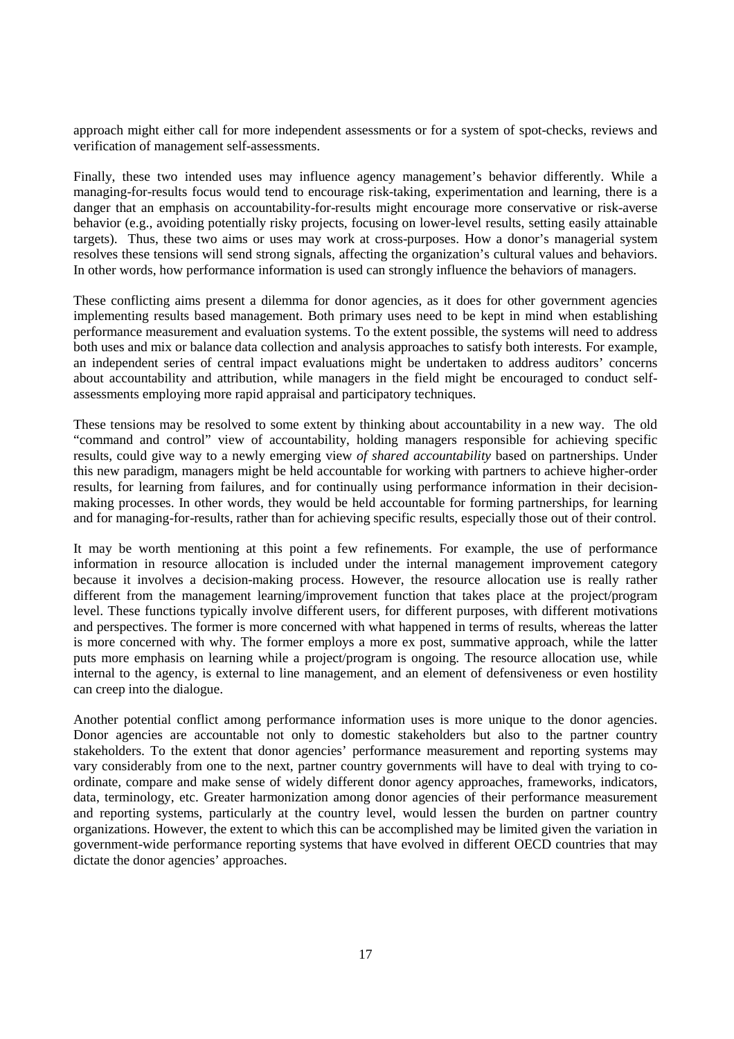approach might either call for more independent assessments or for a system of spot-checks, reviews and verification of management self-assessments.

Finally, these two intended uses may influence agency management's behavior differently. While a managing-for-results focus would tend to encourage risk-taking, experimentation and learning, there is a danger that an emphasis on accountability-for-results might encourage more conservative or risk-averse behavior (e.g., avoiding potentially risky projects, focusing on lower-level results, setting easily attainable targets). Thus, these two aims or uses may work at cross-purposes. How a donor's managerial system resolves these tensions will send strong signals, affecting the organization's cultural values and behaviors. In other words, how performance information is used can strongly influence the behaviors of managers.

These conflicting aims present a dilemma for donor agencies, as it does for other government agencies implementing results based management. Both primary uses need to be kept in mind when establishing performance measurement and evaluation systems. To the extent possible, the systems will need to address both uses and mix or balance data collection and analysis approaches to satisfy both interests. For example, an independent series of central impact evaluations might be undertaken to address auditors' concerns about accountability and attribution, while managers in the field might be encouraged to conduct self-assessments employing more rapid appraisal and participatory techniques.

These tensions may be resolved to some extent by thinking about accountability in a new way. The old "command and control" view of accountability, holding managers responsible for achieving specific results, could give way to a newly emerging view *of shared accountability* based on partnerships. Under this new paradigm, managers might be held accountable for working with partners to achieve higher-order results, for learning from failures, and for continually using performance information in their decision-making processes. In other words, they would be held accountable for forming partnerships, for learning and for managing-for-results, rather than for achieving specific results, especially those out of their control.

It may be worth mentioning at this point a few refinements. For example, the use of performance information in resource allocation is included under the internal management improvement category because it involves a decision-making process. However, the resource allocation use is really rather different from the management learning/improvement function that takes place at the project/program level. These functions typically involve different users, for different purposes, with different motivations and perspectives. The former is more concerned with what happened in terms of results, whereas the latter is more concerned with why. The former employs a more ex post, summative approach, while the latter puts more emphasis on learning while a project/program is ongoing. The resource allocation use, while internal to the agency, is external to line management, and an element of defensiveness or even hostility can creep into the dialogue.

Another potential conflict among performance information uses is more unique to the donor agencies. Donor agencies are accountable not only to domestic stakeholders but also to the partner country stakeholders. To the extent that donor agencies' performance measurement and reporting systems may vary considerably from one to the next, partner country governments will have to deal with trying to co-ordinate, compare and make sense of widely different donor agency approaches, frameworks, indicators, data, terminology, etc. Greater harmonization among donor agencies of their performance measurement and reporting systems, particularly at the country level, would lessen the burden on partner country organizations. However, the extent to which this can be accomplished may be limited given the variation in government-wide performance reporting systems that have evolved in different OECD countries that may dictate the donor agencies' approaches.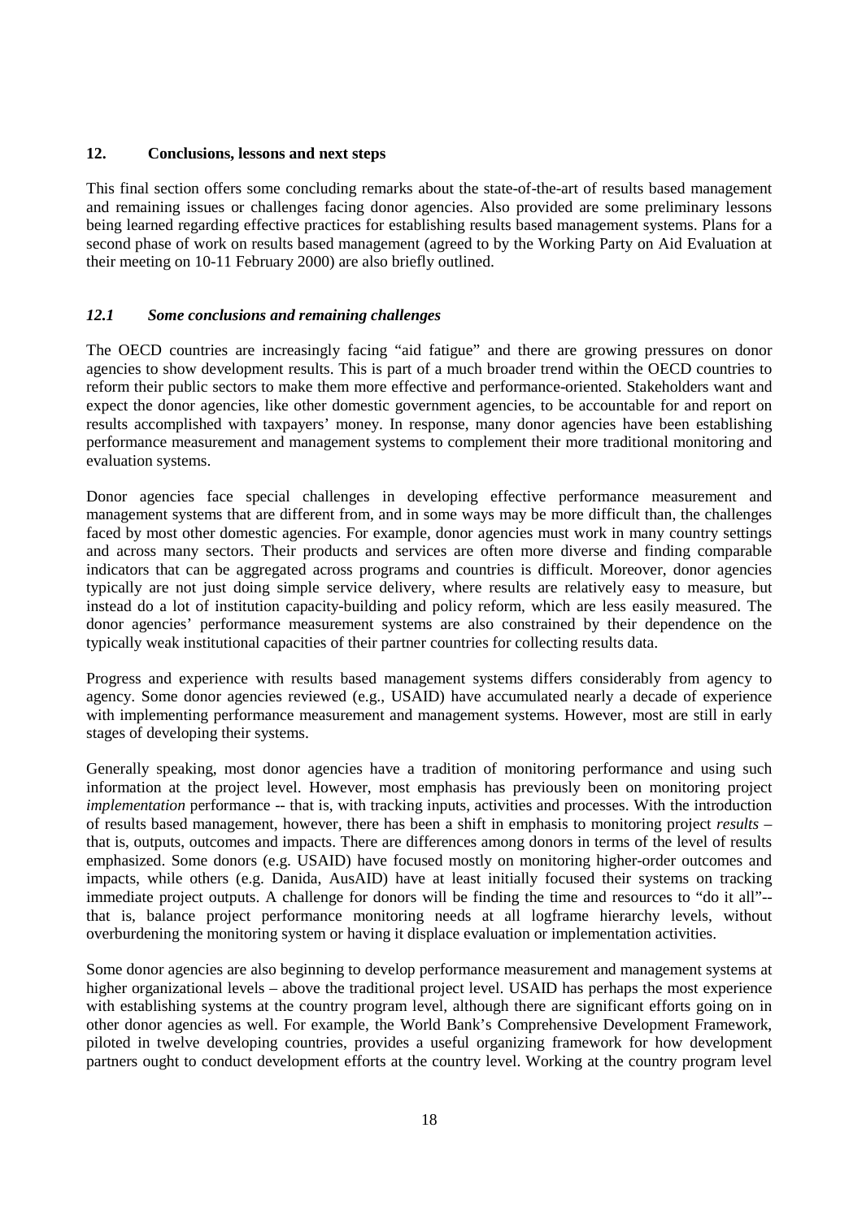## 12. Conclusions, lessons and next steps

This final section offers some concluding remarks about the state-of-the-art of results based management and remaining issues or challenges facing donor agencies. Also provided are some preliminary lessons being learned regarding effective practices for establishing results based management systems. Plans for a second phase of work on results based management (agreed to by the Working Party on Aid Evaluation at their meeting on 10-11 February 2000) are also briefly outlined.

### *12.1 Some conclusions and remaining challenges*

The OECD countries are increasingly facing "aid fatigue" and there are growing pressures on donor agencies to show development results. This is part of a much broader trend within the OECD countries to reform their public sectors to make them more effective and performance-oriented. Stakeholders want and expect the donor agencies, like other domestic government agencies, to be accountable for and report on results accomplished with taxpayers' money. In response, many donor agencies have been establishing performance measurement and management systems to complement their more traditional monitoring and evaluation systems.

Donor agencies face special challenges in developing effective performance measurement and management systems that are different from, and in some ways may be more difficult than, the challenges faced by most other domestic agencies. For example, donor agencies must work in many country settings and across many sectors. Their products and services are often more diverse and finding comparable indicators that can be aggregated across programs and countries is difficult. Moreover, donor agencies typically are not just doing simple service delivery, where results are relatively easy to measure, but instead do a lot of institution capacity-building and policy reform, which are less easily measured. The donor agencies' performance measurement systems are also constrained by their dependence on the typically weak institutional capacities of their partner countries for collecting results data.

Progress and experience with results based management systems differs considerably from agency to agency. Some donor agencies reviewed (e.g., USAID) have accumulated nearly a decade of experience with implementing performance measurement and management systems. However, most are still in early stages of developing their systems.

Generally speaking, most donor agencies have a tradition of monitoring performance and using such information at the project level. However, most emphasis has previously been on monitoring project *implementation* performance -- that is, with tracking inputs, activities and processes. With the introduction of results based management, however, there has been a shift in emphasis to monitoring project *results* – that is, outputs, outcomes and impacts. There are differences among donors in terms of the level of results emphasized. Some donors (e.g. USAID) have focused mostly on monitoring higher-order outcomes and impacts, while others (e.g. Danida, AusAID) have at least initially focused their systems on tracking immediate project outputs. A challenge for donors will be finding the time and resources to "do it all"-- that is, balance project performance monitoring needs at all logframe hierarchy levels, without overburdening the monitoring system or having it displace evaluation or implementation activities.

Some donor agencies are also beginning to develop performance measurement and management systems at higher organizational levels – above the traditional project level. USAID has perhaps the most experience with establishing systems at the country program level, although there are significant efforts going on in other donor agencies as well. For example, the World Bank's Comprehensive Development Framework, piloted in twelve developing countries, provides a useful organizing framework for how development partners ought to conduct development efforts at the country level. Working at the country program level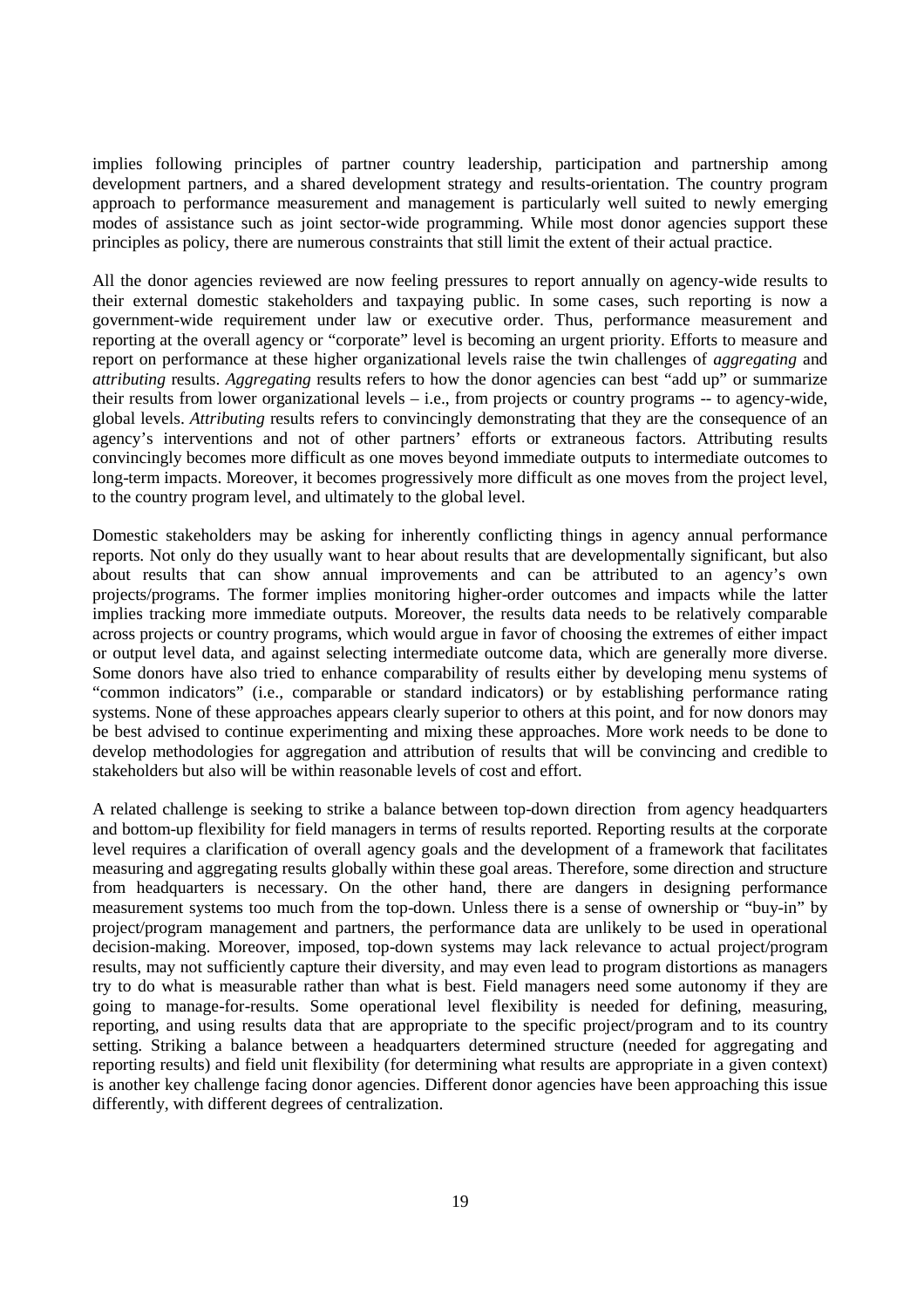implies following principles of partner country leadership, participation and partnership among development partners, and a shared development strategy and results-orientation. The country program approach to performance measurement and management is particularly well suited to newly emerging modes of assistance such as joint sector-wide programming. While most donor agencies support these principles as policy, there are numerous constraints that still limit the extent of their actual practice.

All the donor agencies reviewed are now feeling pressures to report annually on agency-wide results to their external domestic stakeholders and taxpaying public. In some cases, such reporting is now a government-wide requirement under law or executive order. Thus, performance measurement and reporting at the overall agency or "corporate" level is becoming an urgent priority. Efforts to measure and report on performance at these higher organizational levels raise the twin challenges of *aggregating* and *attributing* results. *Aggregating* results refers to how the donor agencies can best "add up" or summarize their results from lower organizational levels – i.e., from projects or country programs -- to agency-wide, global levels. *Attributing* results refers to convincingly demonstrating that they are the consequence of an agency's interventions and not of other partners' efforts or extraneous factors. Attributing results convincingly becomes more difficult as one moves beyond immediate outputs to intermediate outcomes to long-term impacts. Moreover, it becomes progressively more difficult as one moves from the project level, to the country program level, and ultimately to the global level.

Domestic stakeholders may be asking for inherently conflicting things in agency annual performance reports. Not only do they usually want to hear about results that are developmentally significant, but also about results that can show annual improvements and can be attributed to an agency's own projects/programs. The former implies monitoring higher-order outcomes and impacts while the latter implies tracking more immediate outputs. Moreover, the results data needs to be relatively comparable across projects or country programs, which would argue in favor of choosing the extremes of either impact or output level data, and against selecting intermediate outcome data, which are generally more diverse. Some donors have also tried to enhance comparability of results either by developing menu systems of "common indicators" (i.e., comparable or standard indicators) or by establishing performance rating systems. None of these approaches appears clearly superior to others at this point, and for now donors may be best advised to continue experimenting and mixing these approaches. More work needs to be done to develop methodologies for aggregation and attribution of results that will be convincing and credible to stakeholders but also will be within reasonable levels of cost and effort.

A related challenge is seeking to strike a balance between top-down direction from agency headquarters and bottom-up flexibility for field managers in terms of results reported. Reporting results at the corporate level requires a clarification of overall agency goals and the development of a framework that facilitates measuring and aggregating results globally within these goal areas. Therefore, some direction and structure from headquarters is necessary. On the other hand, there are dangers in designing performance measurement systems too much from the top-down. Unless there is a sense of ownership or "buy-in" by project/program management and partners, the performance data are unlikely to be used in operational decision-making. Moreover, imposed, top-down systems may lack relevance to actual project/program results, may not sufficiently capture their diversity, and may even lead to program distortions as managers try to do what is measurable rather than what is best. Field managers need some autonomy if they are going to manage-for-results. Some operational level flexibility is needed for defining, measuring, reporting, and using results data that are appropriate to the specific project/program and to its country setting. Striking a balance between a headquarters determined structure (needed for aggregating and reporting results) and field unit flexibility (for determining what results are appropriate in a given context) is another key challenge facing donor agencies. Different donor agencies have been approaching this issue differently, with different degrees of centralization.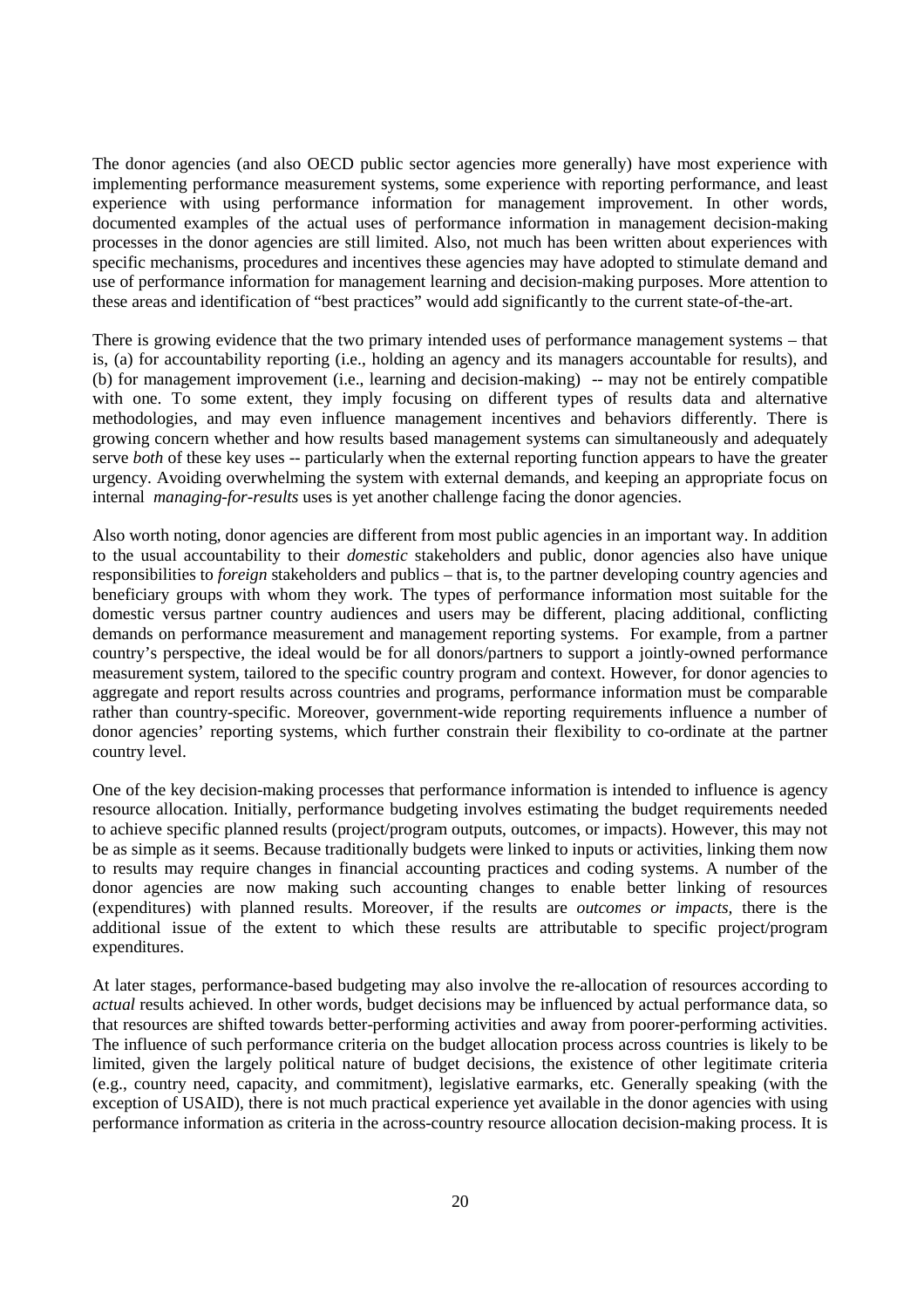The donor agencies (and also OECD public sector agencies more generally) have most experience with implementing performance measurement systems, some experience with reporting performance, and least experience with using performance information for management improvement. In other words, documented examples of the actual uses of performance information in management decision-making processes in the donor agencies are still limited. Also, not much has been written about experiences with specific mechanisms, procedures and incentives these agencies may have adopted to stimulate demand and use of performance information for management learning and decision-making purposes. More attention to these areas and identification of "best practices" would add significantly to the current state-of-the-art.

There is growing evidence that the two primary intended uses of performance management systems – that is, (a) for accountability reporting (i.e., holding an agency and its managers accountable for results), and (b) for management improvement (i.e., learning and decision-making) -- may not be entirely compatible with one. To some extent, they imply focusing on different types of results data and alternative methodologies, and may even influence management incentives and behaviors differently. There is growing concern whether and how results based management systems can simultaneously and adequately serve *both* of these key uses -- particularly when the external reporting function appears to have the greater urgency. Avoiding overwhelming the system with external demands, and keeping an appropriate focus on internal *managing-for-results* uses is yet another challenge facing the donor agencies.

Also worth noting, donor agencies are different from most public agencies in an important way. In addition to the usual accountability to their *domestic* stakeholders and public, donor agencies also have unique responsibilities to *foreign* stakeholders and publics – that is, to the partner developing country agencies and beneficiary groups with whom they work. The types of performance information most suitable for the domestic versus partner country audiences and users may be different, placing additional, conflicting demands on performance measurement and management reporting systems. For example, from a partner country's perspective, the ideal would be for all donors/partners to support a jointly-owned performance measurement system, tailored to the specific country program and context. However, for donor agencies to aggregate and report results across countries and programs, performance information must be comparable rather than country-specific. Moreover, government-wide reporting requirements influence a number of donor agencies' reporting systems, which further constrain their flexibility to co-ordinate at the partner country level.

One of the key decision-making processes that performance information is intended to influence is agency resource allocation. Initially, performance budgeting involves estimating the budget requirements needed to achieve specific planned results (project/program outputs, outcomes, or impacts). However, this may not be as simple as it seems. Because traditionally budgets were linked to inputs or activities, linking them now to results may require changes in financial accounting practices and coding systems. A number of the donor agencies are now making such accounting changes to enable better linking of resources (expenditures) with planned results. Moreover, if the results are *outcomes or impacts*, there is the additional issue of the extent to which these results are attributable to specific project/program expenditures.

At later stages, performance-based budgeting may also involve the re-allocation of resources according to *actual* results achieved. In other words, budget decisions may be influenced by actual performance data, so that resources are shifted towards better-performing activities and away from poorer-performing activities. The influence of such performance criteria on the budget allocation process across countries is likely to be limited, given the largely political nature of budget decisions, the existence of other legitimate criteria (e.g., country need, capacity, and commitment), legislative earmarks, etc. Generally speaking (with the exception of USAID), there is not much practical experience yet available in the donor agencies with using performance information as criteria in the across-country resource allocation decision-making process. It is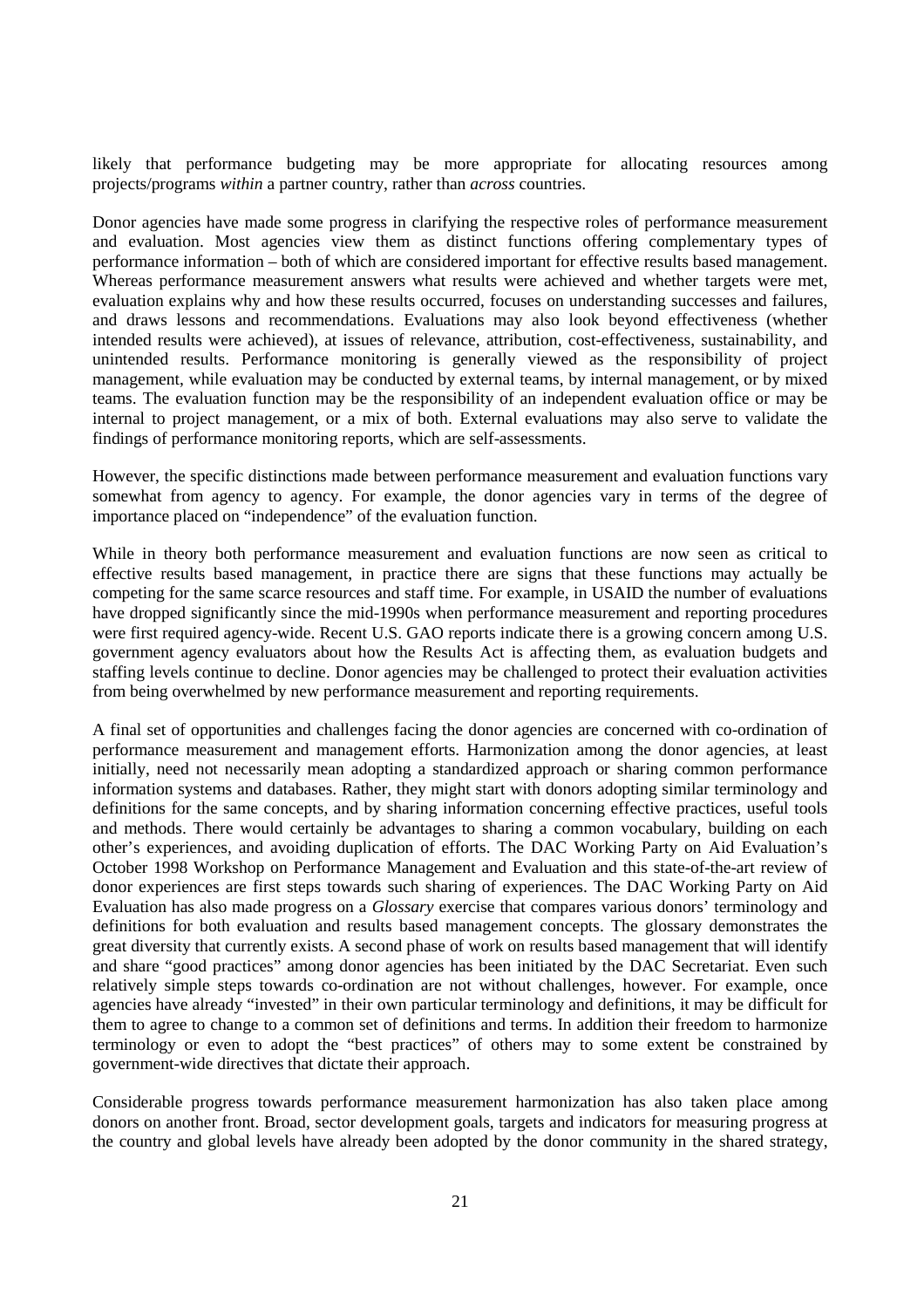likely that performance budgeting may be more appropriate for allocating resources among projects/programs *within* a partner country, rather than *across* countries.

Donor agencies have made some progress in clarifying the respective roles of performance measurement and evaluation. Most agencies view them as distinct functions offering complementary types of performance information – both of which are considered important for effective results based management. Whereas performance measurement answers what results were achieved and whether targets were met, evaluation explains why and how these results occurred, focuses on understanding successes and failures, and draws lessons and recommendations. Evaluations may also look beyond effectiveness (whether intended results were achieved), at issues of relevance, attribution, cost-effectiveness, sustainability, and unintended results. Performance monitoring is generally viewed as the responsibility of project management, while evaluation may be conducted by external teams, by internal management, or by mixed teams. The evaluation function may be the responsibility of an independent evaluation office or may be internal to project management, or a mix of both. External evaluations may also serve to validate the findings of performance monitoring reports, which are self-assessments.

However, the specific distinctions made between performance measurement and evaluation functions vary somewhat from agency to agency. For example, the donor agencies vary in terms of the degree of importance placed on "independence" of the evaluation function.

While in theory both performance measurement and evaluation functions are now seen as critical to effective results based management, in practice there are signs that these functions may actually be competing for the same scarce resources and staff time. For example, in USAID the number of evaluations have dropped significantly since the mid-1990s when performance measurement and reporting procedures were first required agency-wide. Recent U.S. GAO reports indicate there is a growing concern among U.S. government agency evaluators about how the Results Act is affecting them, as evaluation budgets and staffing levels continue to decline. Donor agencies may be challenged to protect their evaluation activities from being overwhelmed by new performance measurement and reporting requirements.

A final set of opportunities and challenges facing the donor agencies are concerned with co-ordination of performance measurement and management efforts. Harmonization among the donor agencies, at least initially, need not necessarily mean adopting a standardized approach or sharing common performance information systems and databases. Rather, they might start with donors adopting similar terminology and definitions for the same concepts, and by sharing information concerning effective practices, useful tools and methods. There would certainly be advantages to sharing a common vocabulary, building on each other's experiences, and avoiding duplication of efforts. The DAC Working Party on Aid Evaluation's October 1998 Workshop on Performance Management and Evaluation and this state-of-the-art review of donor experiences are first steps towards such sharing of experiences. The DAC Working Party on Aid Evaluation has also made progress on a *Glossary* exercise that compares various donors' terminology and definitions for both evaluation and results based management concepts. The glossary demonstrates the great diversity that currently exists. A second phase of work on results based management that will identify and share "good practices" among donor agencies has been initiated by the DAC Secretariat. Even such relatively simple steps towards co-ordination are not without challenges, however. For example, once agencies have already "invested" in their own particular terminology and definitions, it may be difficult for them to agree to change to a common set of definitions and terms. In addition their freedom to harmonize terminology or even to adopt the "best practices" of others may to some extent be constrained by government-wide directives that dictate their approach.

Considerable progress towards performance measurement harmonization has also taken place among donors on another front. Broad, sector development goals, targets and indicators for measuring progress at the country and global levels have already been adopted by the donor community in the shared strategy,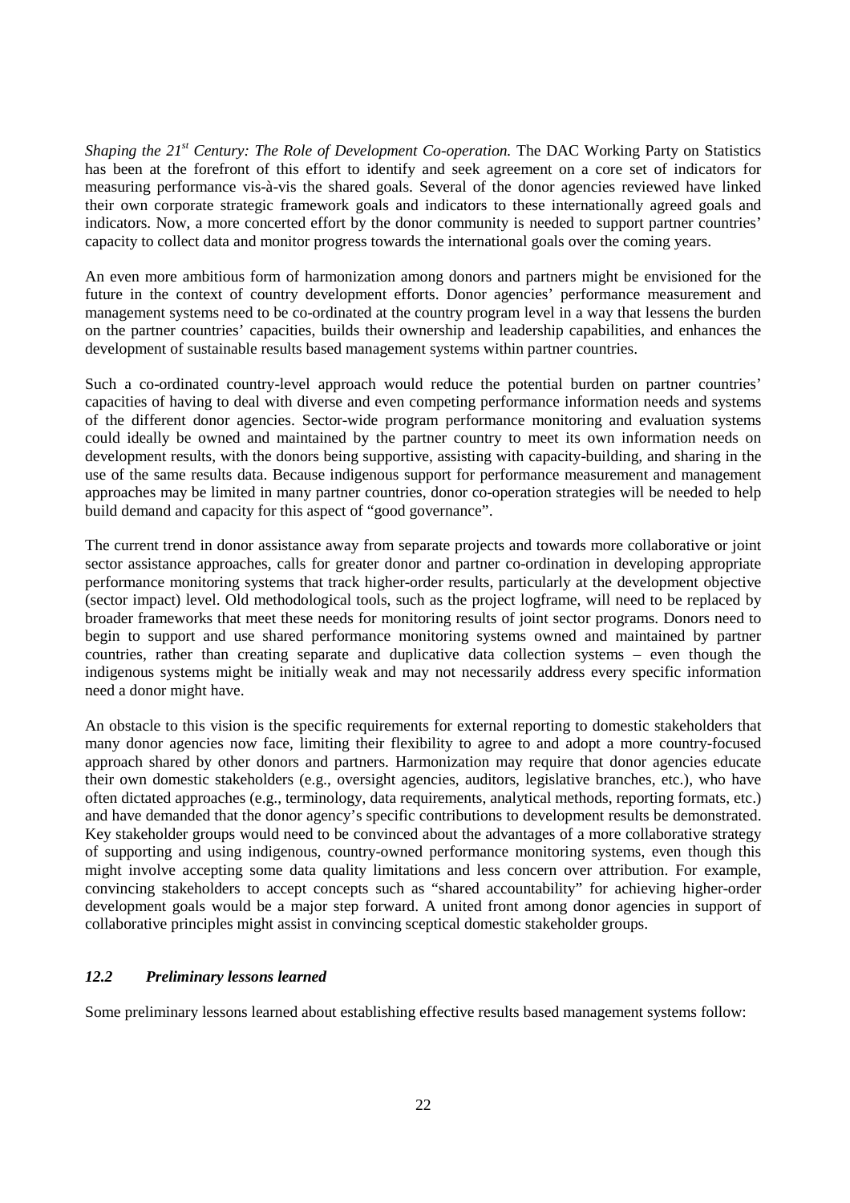*Shaping the 21st Century: The Role of Development Co-operation.* The DAC Working Party on Statistics has been at the forefront of this effort to identify and seek agreement on a core set of indicators for measuring performance vis-à-vis the shared goals. Several of the donor agencies reviewed have linked their own corporate strategic framework goals and indicators to these internationally agreed goals and indicators. Now, a more concerted effort by the donor community is needed to support partner countries' capacity to collect data and monitor progress towards the international goals over the coming years.

An even more ambitious form of harmonization among donors and partners might be envisioned for the future in the context of country development efforts. Donor agencies' performance measurement and management systems need to be co-ordinated at the country program level in a way that lessens the burden on the partner countries' capacities, builds their ownership and leadership capabilities, and enhances the development of sustainable results based management systems within partner countries.

Such a co-ordinated country-level approach would reduce the potential burden on partner countries' capacities of having to deal with diverse and even competing performance information needs and systems of the different donor agencies. Sector-wide program performance monitoring and evaluation systems could ideally be owned and maintained by the partner country to meet its own information needs on development results, with the donors being supportive, assisting with capacity-building, and sharing in the use of the same results data. Because indigenous support for performance measurement and management approaches may be limited in many partner countries, donor co-operation strategies will be needed to help build demand and capacity for this aspect of "good governance".

The current trend in donor assistance away from separate projects and towards more collaborative or joint sector assistance approaches, calls for greater donor and partner co-ordination in developing appropriate performance monitoring systems that track higher-order results, particularly at the development objective (sector impact) level. Old methodological tools, such as the project logframe, will need to be replaced by broader frameworks that meet these needs for monitoring results of joint sector programs. Donors need to begin to support and use shared performance monitoring systems owned and maintained by partner countries, rather than creating separate and duplicative data collection systems – even though the indigenous systems might be initially weak and may not necessarily address every specific information need a donor might have.

An obstacle to this vision is the specific requirements for external reporting to domestic stakeholders that many donor agencies now face, limiting their flexibility to agree to and adopt a more country-focused approach shared by other donors and partners. Harmonization may require that donor agencies educate their own domestic stakeholders (e.g., oversight agencies, auditors, legislative branches, etc.), who have often dictated approaches (e.g., terminology, data requirements, analytical methods, reporting formats, etc.) and have demanded that the donor agency's specific contributions to development results be demonstrated. Key stakeholder groups would need to be convinced about the advantages of a more collaborative strategy of supporting and using indigenous, country-owned performance monitoring systems, even though this might involve accepting some data quality limitations and less concern over attribution. For example, convincing stakeholders to accept concepts such as "shared accountability" for achieving higher-order development goals would be a major step forward. A united front among donor agencies in support of collaborative principles might assist in convincing sceptical domestic stakeholder groups.

### *12.2 Preliminary lessons learned*

Some preliminary lessons learned about establishing effective results based management systems follow: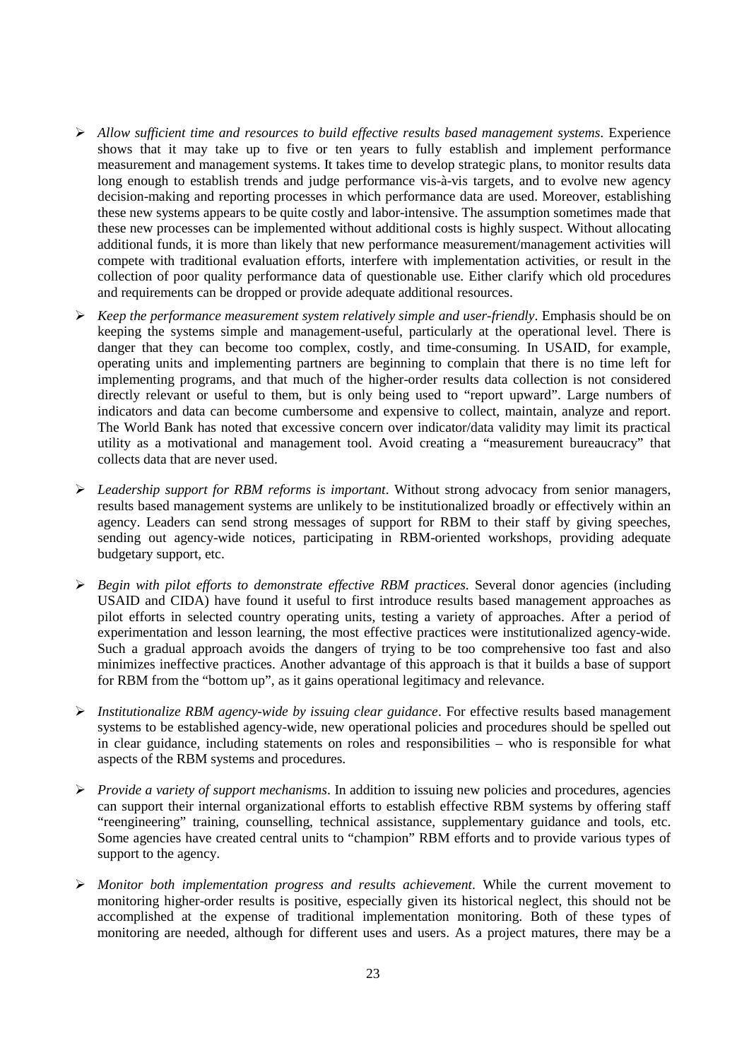- *Allow sufficient time and resources to build effective results based management systems*. Experience shows that it may take up to five or ten years to fully establish and implement performance measurement and management systems. It takes time to develop strategic plans, to monitor results data long enough to establish trends and judge performance vis-à-vis targets, and to evolve new agency decision-making and reporting processes in which performance data are used. Moreover, establishing these new systems appears to be quite costly and labor-intensive. The assumption sometimes made that these new processes can be implemented without additional costs is highly suspect. Without allocating additional funds, it is more than likely that new performance measurement/management activities will compete with traditional evaluation efforts, interfere with implementation activities, or result in the collection of poor quality performance data of questionable use. Either clarify which old procedures and requirements can be dropped or provide adequate additional resources.

- *Keep the performance measurement system relatively simple and user-friendly*. Emphasis should be on keeping the systems simple and management-useful, particularly at the operational level. There is danger that they can become too complex, costly, and time-consuming. In USAID, for example, operating units and implementing partners are beginning to complain that there is no time left for implementing programs, and that much of the higher-order results data collection is not considered directly relevant or useful to them, but is only being used to "report upward". Large numbers of indicators and data can become cumbersome and expensive to collect, maintain, analyze and report. The World Bank has noted that excessive concern over indicator/data validity may limit its practical utility as a motivational and management tool. Avoid creating a "measurement bureaucracy" that collects data that are never used.

- *Leadership support for RBM reforms is important*. Without strong advocacy from senior managers, results based management systems are unlikely to be institutionalized broadly or effectively within an agency. Leaders can send strong messages of support for RBM to their staff by giving speeches, sending out agency-wide notices, participating in RBM-oriented workshops, providing adequate budgetary support, etc.

- *Begin with pilot efforts to demonstrate effective RBM practices*. Several donor agencies (including USAID and CIDA) have found it useful to first introduce results based management approaches as pilot efforts in selected country operating units, testing a variety of approaches. After a period of experimentation and lesson learning, the most effective practices were institutionalized agency-wide. Such a gradual approach avoids the dangers of trying to be too comprehensive too fast and also minimizes ineffective practices. Another advantage of this approach is that it builds a base of support for RBM from the "bottom up", as it gains operational legitimacy and relevance.

- *Institutionalize RBM agency-wide by issuing clear guidance*. For effective results based management systems to be established agency-wide, new operational policies and procedures should be spelled out in clear guidance, including statements on roles and responsibilities – who is responsible for what aspects of the RBM systems and procedures.

- *Provide a variety of support mechanisms*. In addition to issuing new policies and procedures, agencies can support their internal organizational efforts to establish effective RBM systems by offering staff "reengineering" training, counselling, technical assistance, supplementary guidance and tools, etc. Some agencies have created central units to "champion" RBM efforts and to provide various types of support to the agency.

- *Monitor both implementation progress and results achievement*. While the current movement to monitoring higher-order results is positive, especially given its historical neglect, this should not be accomplished at the expense of traditional implementation monitoring. Both of these types of monitoring are needed, although for different uses and users. As a project matures, there may be a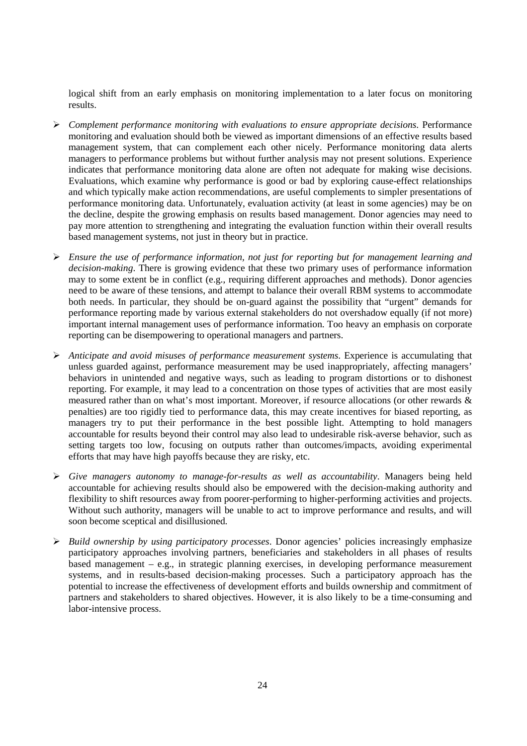logical shift from an early emphasis on monitoring implementation to a later focus on monitoring results.

- *Complement performance monitoring with evaluations to ensure appropriate decisions*. Performance monitoring and evaluation should both be viewed as important dimensions of an effective results based management system, that can complement each other nicely. Performance monitoring data alerts managers to performance problems but without further analysis may not present solutions. Experience indicates that performance monitoring data alone are often not adequate for making wise decisions. Evaluations, which examine why performance is good or bad by exploring cause-effect relationships and which typically make action recommendations, are useful complements to simpler presentations of performance monitoring data. Unfortunately, evaluation activity (at least in some agencies) may be on the decline, despite the growing emphasis on results based management. Donor agencies may need to pay more attention to strengthening and integrating the evaluation function within their overall results based management systems, not just in theory but in practice.

- *Ensure the use of performance information, not just for reporting but for management learning and decision-making*. There is growing evidence that these two primary uses of performance information may to some extent be in conflict (e.g., requiring different approaches and methods). Donor agencies need to be aware of these tensions, and attempt to balance their overall RBM systems to accommodate both needs. In particular, they should be on-guard against the possibility that "urgent" demands for performance reporting made by various external stakeholders do not overshadow equally (if not more) important internal management uses of performance information. Too heavy an emphasis on corporate reporting can be disempowering to operational managers and partners.

- *Anticipate and avoid misuses of performance measurement systems*. Experience is accumulating that unless guarded against, performance measurement may be used inappropriately, affecting managers' behaviors in unintended and negative ways, such as leading to program distortions or to dishonest reporting. For example, it may lead to a concentration on those types of activities that are most easily measured rather than on what's most important. Moreover, if resource allocations (or other rewards & penalties) are too rigidly tied to performance data, this may create incentives for biased reporting, as managers try to put their performance in the best possible light. Attempting to hold managers accountable for results beyond their control may also lead to undesirable risk-averse behavior, such as setting targets too low, focusing on outputs rather than outcomes/impacts, avoiding experimental efforts that may have high payoffs because they are risky, etc.

- *Give managers autonomy to manage-for-results as well as accountability*. Managers being held accountable for achieving results should also be empowered with the decision-making authority and flexibility to shift resources away from poorer-performing to higher-performing activities and projects. Without such authority, managers will be unable to act to improve performance and results, and will soon become sceptical and disillusioned.

- *Build ownership by using participatory processes*. Donor agencies' policies increasingly emphasize participatory approaches involving partners, beneficiaries and stakeholders in all phases of results based management – e.g., in strategic planning exercises, in developing performance measurement systems, and in results-based decision-making processes. Such a participatory approach has the potential to increase the effectiveness of development efforts and builds ownership and commitment of partners and stakeholders to shared objectives. However, it is also likely to be a time-consuming and labor-intensive process.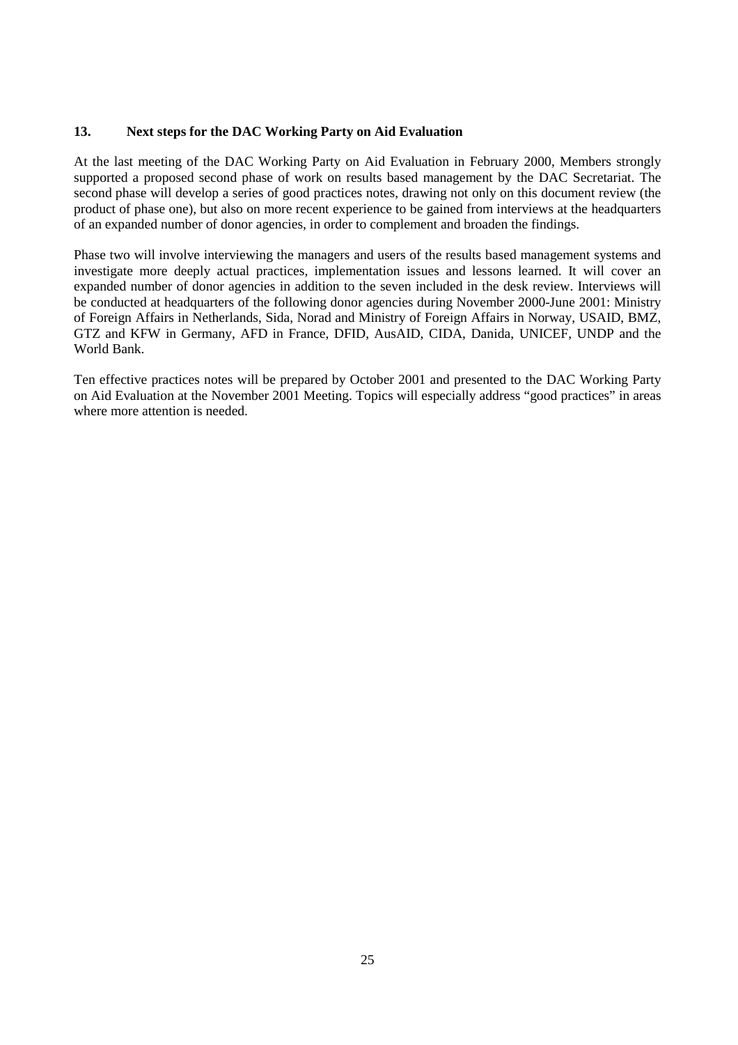## 13. Next steps for the DAC Working Party on Aid Evaluation

At the last meeting of the DAC Working Party on Aid Evaluation in February 2000, Members strongly supported a proposed second phase of work on results based management by the DAC Secretariat. The second phase will develop a series of good practices notes, drawing not only on this document review (the product of phase one), but also on more recent experience to be gained from interviews at the headquarters of an expanded number of donor agencies, in order to complement and broaden the findings.

Phase two will involve interviewing the managers and users of the results based management systems and investigate more deeply actual practices, implementation issues and lessons learned. It will cover an expanded number of donor agencies in addition to the seven included in the desk review. Interviews will be conducted at headquarters of the following donor agencies during November 2000-June 2001: Ministry of Foreign Affairs in Netherlands, Sida, Norad and Ministry of Foreign Affairs in Norway, USAID, BMZ, GTZ and KFW in Germany, AFD in France, DFID, AusAID, CIDA, Danida, UNICEF, UNDP and the World Bank.

Ten effective practices notes will be prepared by October 2001 and presented to the DAC Working Party on Aid Evaluation at the November 2001 Meeting. Topics will especially address "good practices" in areas where more attention is needed.